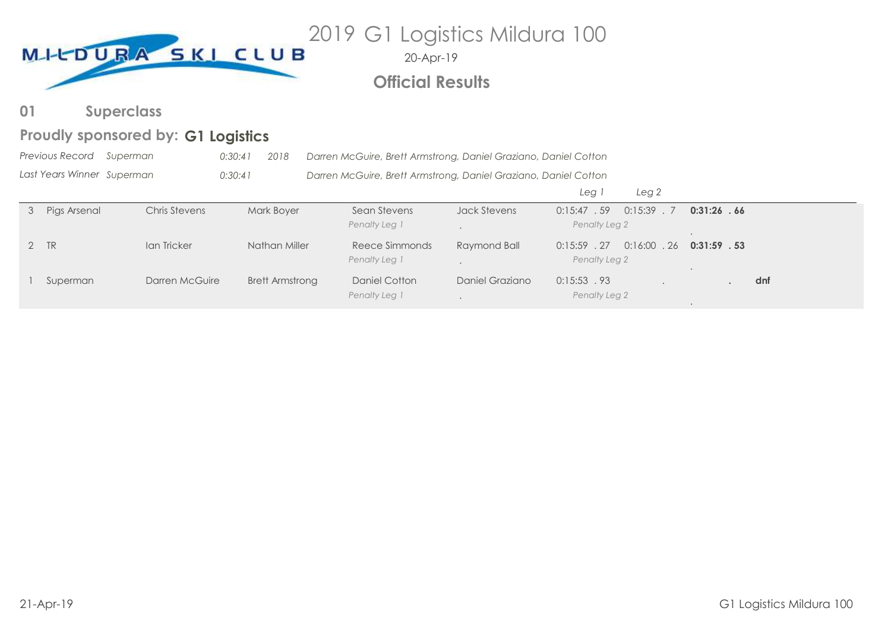MILDURA SKI CLUB

# 2019 G1 Logistics Mildura 100

20-Apr-19

## Official Results

## 01 Superclass

### Proudly sponsored by: G1 Logistics

*Previous Record* *Superman* *0:30:41* *2018* *Darren McGuire, Brett Armstrong, Daniel Graziano, Daniel Cotton*

*Last Years Winner* *Superman* *0:30:41* *Darren McGuire, Brett Armstrong, Daniel Graziano, Daniel Cotton*

| | Team | | | | | Leg 1 | Leg 2 | Total | |
|---|---|---|---|---|---|---|---|---|---|
| 3 | Pigs Arsenal | Chris Stevens | Mark Boyer | Sean Stevens | Jack Stevens | 0:15:47 . 59 | 0:15:39 . 7 | **0:31:26 . 66** | |
| | | | | *Penalty Leg 1* | . | *Penalty Leg 2* | | . | |
| 2 | TR | Ian Tricker | Nathan Miller | Reece Simmonds | Raymond Ball | 0:15:59 . 27 | 0:16:00 . 26 | **0:31:59 . 53** | |
| | | | | *Penalty Leg 1* | . | *Penalty Leg 2* | | . | |
| 1 | Superman | Darren McGuire | Brett Armstrong | Daniel Cotton | Daniel Graziano | 0:15:53 . 93 | . | **.** | **dnf** |
| | | | | *Penalty Leg 1* | . | *Penalty Leg 2* | | . | |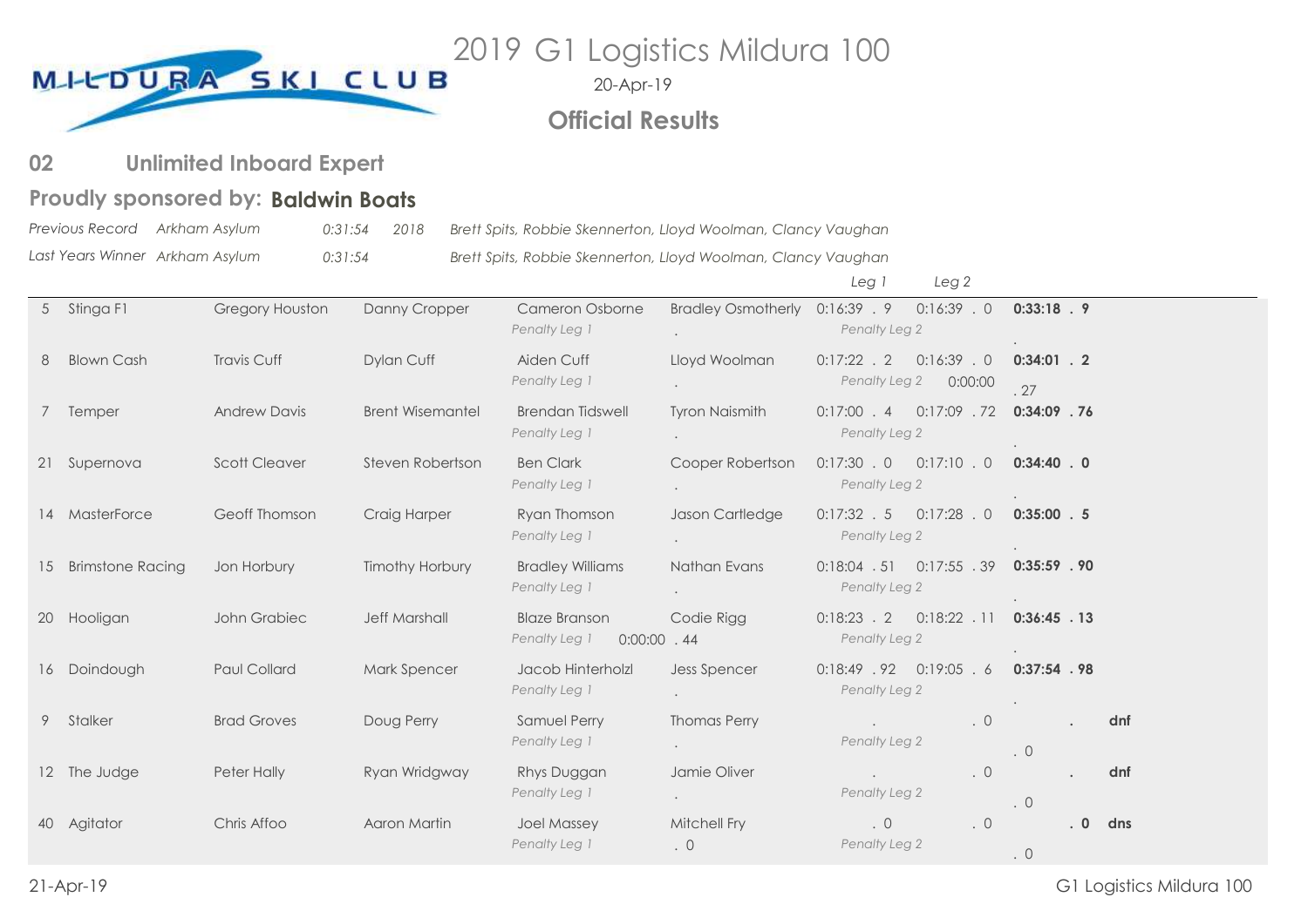# 2019 G1 Logistics Mildura 100

20-Apr-19

## Official Results

## 02 Unlimited Inboard Expert

### Proudly sponsored by: **Baldwin Boats**

*Previous Record* *Arkham Asylum* *0:31:54* *2018* *Brett Spits, Robbie Skennerton, Lloyd Woolman, Clancy Vaughan*

*Last Years Winner* *Arkham Asylum* *0:31:54* *Brett Spits, Robbie Skennerton, Lloyd Woolman, Clancy Vaughan*

| No. | Boat | Driver | Observer | Crew | Crew | Leg 1 | Leg 2 | Total | |
|---|---|---|---|---|---|---|---|---|---|
| 5 | Stinga F1 | Gregory Houston | Danny Cropper | Cameron Osborne<br>*Penalty Leg 1* | Bradley Osmotherly<br>. | 0:16:39 . 9<br>*Penalty Leg 2* | 0:16:39 . 0 | **0:33:18 . 9**<br>. | |
| 8 | Blown Cash | Travis Cuff | Dylan Cuff | Aiden Cuff<br>*Penalty Leg 1* | Lloyd Woolman<br>. | 0:17:22 . 2<br>*Penalty Leg 2* | 0:16:39 . 0<br>0:00:00 | **0:34:01 . 2**<br>. 27 | |
| 7 | Temper | Andrew Davis | Brent Wisemantel | Brendan Tidswell<br>*Penalty Leg 1* | Tyron Naismith<br>. | 0:17:00 . 4<br>*Penalty Leg 2* | 0:17:09 . 72 | **0:34:09 . 76**<br>. | |
| 21 | Supernova | Scott Cleaver | Steven Robertson | Ben Clark<br>*Penalty Leg 1* | Cooper Robertson<br>. | 0:17:30 . 0<br>*Penalty Leg 2* | 0:17:10 . 0 | **0:34:40 . 0**<br>. | |
| 14 | MasterForce | Geoff Thomson | Craig Harper | Ryan Thomson<br>*Penalty Leg 1* | Jason Cartledge<br>. | 0:17:32 . 5<br>*Penalty Leg 2* | 0:17:28 . 0 | **0:35:00 . 5**<br>. | |
| 15 | Brimstone Racing | Jon Horbury | Timothy Horbury | Bradley Williams<br>*Penalty Leg 1* | Nathan Evans<br>. | 0:18:04 . 51<br>*Penalty Leg 2* | 0:17:55 . 39 | **0:35:59 . 90**<br>. | |
| 20 | Hooligan | John Grabiec | Jeff Marshall | Blaze Branson<br>*Penalty Leg 1* 0:00:00 | Codie Rigg<br>. 44 | 0:18:23 . 2<br>*Penalty Leg 2* | 0:18:22 . 11 | **0:36:45 . 13**<br>. | |
| 16 | Doindough | Paul Collard | Mark Spencer | Jacob Hinterholzl<br>*Penalty Leg 1* | Jess Spencer<br>. | 0:18:49 . 92<br>*Penalty Leg 2* | 0:19:05 . 6 | **0:37:54 . 98**<br>. | |
| 9 | Stalker | Brad Groves | Doug Perry | Samuel Perry<br>*Penalty Leg 1* | Thomas Perry<br>. | .<br>*Penalty Leg 2* | . 0 | .<br>. 0 | **dnf** |
| 12 | The Judge | Peter Hally | Ryan Wridgway | Rhys Duggan<br>*Penalty Leg 1* | Jamie Oliver<br>. | .<br>*Penalty Leg 2* | . 0 | .<br>. 0 | **dnf** |
| 40 | Agitator | Chris Affoo | Aaron Martin | Joel Massey<br>*Penalty Leg 1* | Mitchell Fry<br>. 0 | . 0<br>*Penalty Leg 2* | . 0 | **. 0**<br>. 0 | **dns** |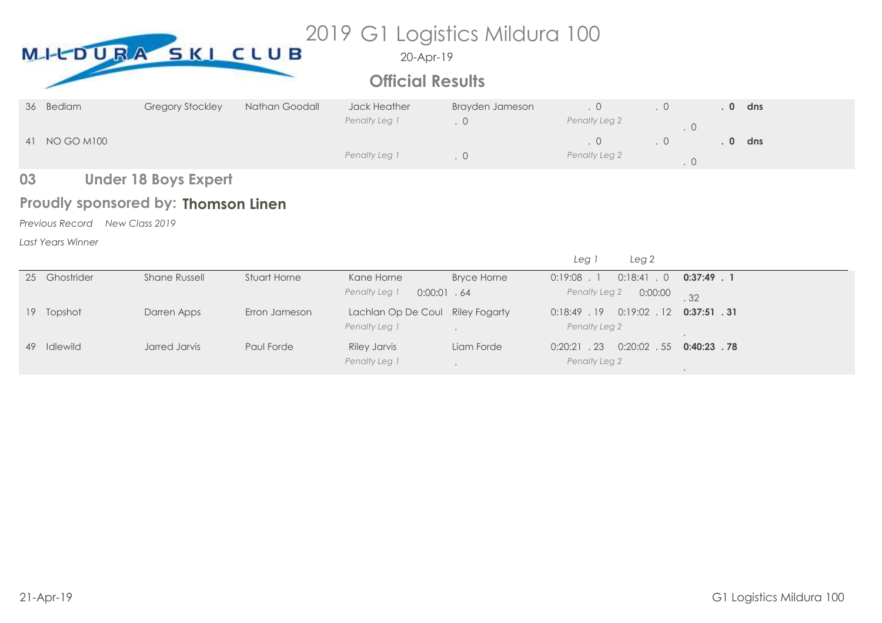# 2019 G1 Logistics Mildura 100

20-Apr-19

## Official Results

| | | | | | | | | | |
|---|---|---|---|---|---|---|---|---|---|
| 36 | Bedlam | Gregory Stockley | Nathan Goodall | Jack Heather | Brayden Jameson | . 0 | . 0 | **. 0** | **dns** |
| | | | | *Penalty Leg 1* | . 0 | *Penalty Leg 2* | . 0 | | |
| 41 | NO GO M100 | | | | | . 0 | . 0 | **. 0** | **dns** |
| | | | | *Penalty Leg 1* | . 0 | *Penalty Leg 2* | . 0 | | |

## 03 Under 18 Boys Expert

### Proudly sponsored by: Thomson Linen

*Previous Record* *New Class 2019*

*Last Years Winner*

| | | | | | | *Leg 1* | *Leg 2* | |
|---|---|---|---|---|---|---|---|---|
| 25 | Ghostrider | Shane Russell | Stuart Horne | Kane Horne | Bryce Horne | 0:19:08 . 1 | 0:18:41 . 0 | **0:37:49 . 1** |
| | | | | *Penalty Leg 1* | 0:00:01 . 64 | *Penalty Leg 2* | 0:00:00 | . 32 |
| 19 | Topshot | Darren Apps | Erron Jameson | Lachlan Op De Coul | Riley Fogarty | 0:18:49 . 19 | 0:19:02 . 12 | **0:37:51 . 31** |
| | | | | *Penalty Leg 1* | . | *Penalty Leg 2* | | . |
| 49 | Idlewild | Jarred Jarvis | Paul Forde | Riley Jarvis | Liam Forde | 0:20:21 . 23 | 0:20:02 . 55 | **0:40:23 . 78** |
| | | | | *Penalty Leg 1* | . | *Penalty Leg 2* | | . |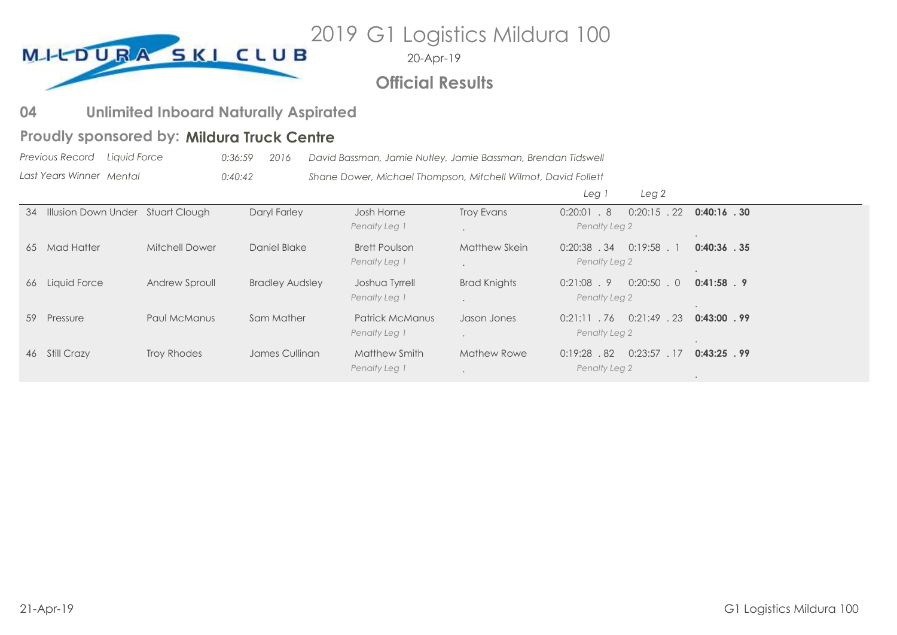MILDURA SKI CLUB

# 2019 G1 Logistics Mildura 100

20-Apr-19

## Official Results

## 04 Unlimited Inboard Naturally Aspirated

### Proudly sponsored by: Mildura Truck Centre

| *Previous Record* | *Liquid Force* | *0:36:59* | *2016* | *David Bassman, Jamie Nutley, Jamie Bassman, Brendan Tidswell* |
|---|---|---|---|---|
| *Last Years Winner* | *Mental* | *0:40:42* | | *Shane Dower, Michael Thompson, Mitchell Wilmot, David Follett* |

| No. | Boat | | | | | *Leg 1* | *Leg 2* | Total |
|---|---|---|---|---|---|---|---|---|
| 34 | Illusion Down Under | Stuart Clough | Daryl Farley | Josh Horne | Troy Evans | 0:20:01 . 8 | 0:20:15 . 22 | **0:40:16 . 30** |
| | | | | *Penalty Leg 1* | . | *Penalty Leg 2* | | . |
| 65 | Mad Hatter | Mitchell Dower | Daniel Blake | Brett Poulson | Matthew Skein | 0:20:38 . 34 | 0:19:58 . 1 | **0:40:36 . 35** |
| | | | | *Penalty Leg 1* | . | *Penalty Leg 2* | | . |
| 66 | Liquid Force | Andrew Sproull | Bradley Audsley | Joshua Tyrrell | Brad Knights | 0:21:08 . 9 | 0:20:50 . 0 | **0:41:58 . 9** |
| | | | | *Penalty Leg 1* | . | *Penalty Leg 2* | | . |
| 59 | Pressure | Paul McManus | Sam Mather | Patrick McManus | Jason Jones | 0:21:11 . 76 | 0:21:49 . 23 | **0:43:00 . 99** |
| | | | | *Penalty Leg 1* | . | *Penalty Leg 2* | | . |
| 46 | Still Crazy | Troy Rhodes | James Cullinan | Matthew Smith | Mathew Rowe | 0:19:28 . 82 | 0:23:57 . 17 | **0:43:25 . 99** |
| | | | | *Penalty Leg 1* | . | *Penalty Leg 2* | | . |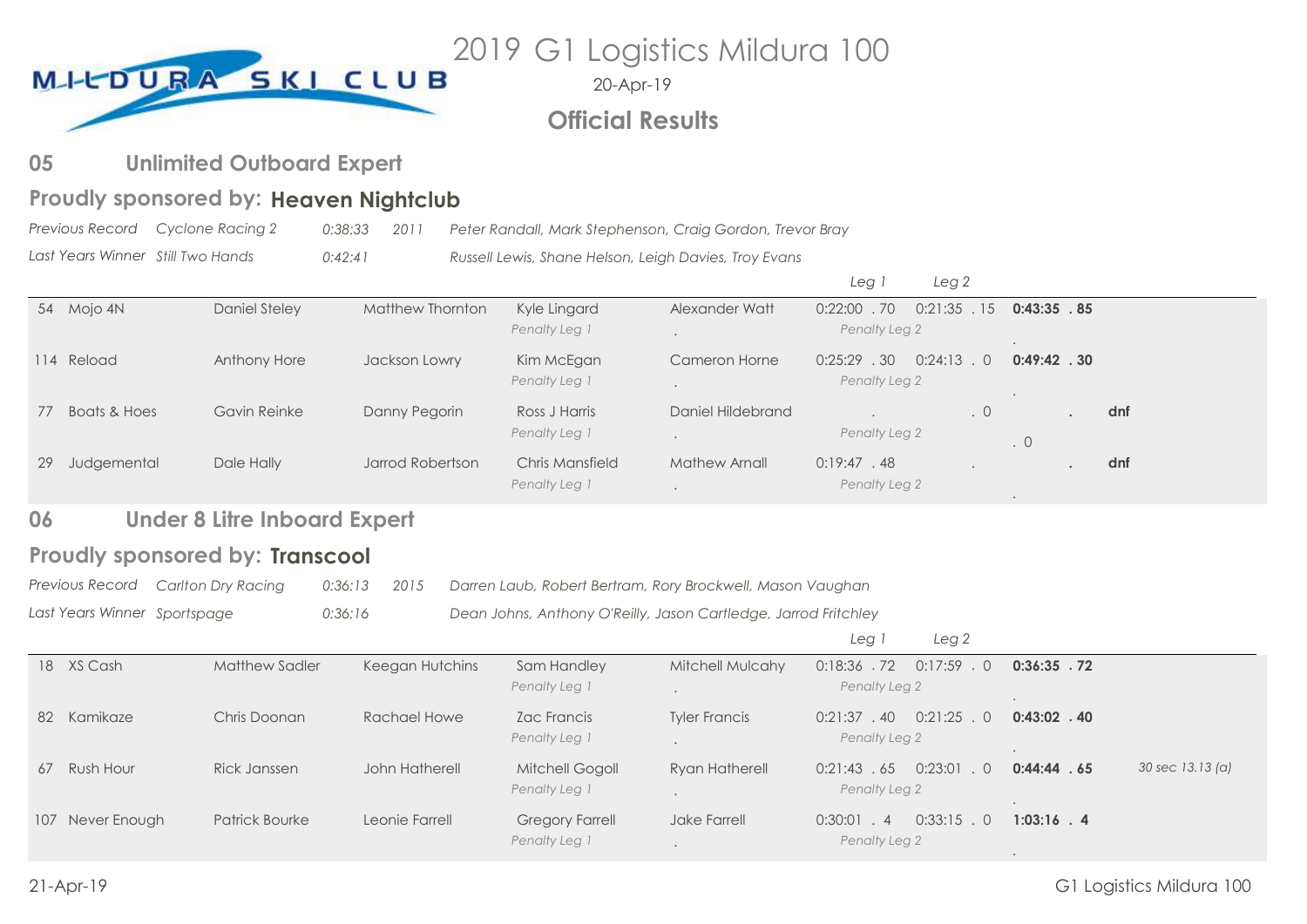MILDURA SKI CLUB

# 2019 G1 Logistics Mildura 100

20-Apr-19

## Official Results

## 05 Unlimited Outboard Expert

### Proudly sponsored by: **Heaven Nightclub**

*Previous Record* *Cyclone Racing 2* *0:38:33* *2011* *Peter Randall, Mark Stephenson, Craig Gordon, Trevor Bray*

*Last Years Winner* *Still Two Hands* *0:42:41* *Russell Lewis, Shane Helson, Leigh Davies, Troy Evans*

| No. | Boat | Driver | Observer | Skier | Skier | Leg 1 | Leg 2 | Total | Result | Notes |
|---|---|---|---|---|---|---|---|---|---|---|
| 54 | Mojo 4N | Daniel Steley | Matthew Thornton | Kyle Lingard | Alexander Watt | 0:22:00 . 70 | 0:21:35 . 15 | **0:43:35 . 85** | | |
| | | | | *Penalty Leg 1* | . | *Penalty Leg 2* | | . | | |
| 114 | Reload | Anthony Hore | Jackson Lowry | Kim McEgan | Cameron Horne | 0:25:29 . 30 | 0:24:13 . 0 | **0:49:42 . 30** | | |
| | | | | *Penalty Leg 1* | . | *Penalty Leg 2* | | . | | |
| 77 | Boats & Hoes | Gavin Reinke | Danny Pegorin | Ross J Harris | Daniel Hildebrand | . | . 0 | . | **dnf** | |
| | | | | *Penalty Leg 1* | . | *Penalty Leg 2* | | . 0 | | |
| 29 | Judgemental | Dale Hally | Jarrod Robertson | Chris Mansfield | Mathew Arnall | 0:19:47 . 48 | . | . | **dnf** | |
| | | | | *Penalty Leg 1* | . | *Penalty Leg 2* | | . | | |

## 06 Under 8 Litre Inboard Expert

### Proudly sponsored by: **Transcool**

*Previous Record* *Carlton Dry Racing* *0:36:13* *2015* *Darren Laub, Robert Bertram, Rory Brockwell, Mason Vaughan*

*Last Years Winner* *Sportspage* *0:36:16* *Dean Johns, Anthony O'Reilly, Jason Cartledge, Jarrod Fritchley*

| No. | Boat | Driver | Observer | Skier | Skier | Leg 1 | Leg 2 | Total | Result | Notes |
|---|---|---|---|---|---|---|---|---|---|---|
| 18 | XS Cash | Matthew Sadler | Keegan Hutchins | Sam Handley | Mitchell Mulcahy | 0:18:36 . 72 | 0:17:59 . 0 | **0:36:35 . 72** | | |
| | | | | *Penalty Leg 1* | . | *Penalty Leg 2* | | . | | |
| 82 | Kamikaze | Chris Doonan | Rachael Howe | Zac Francis | Tyler Francis | 0:21:37 . 40 | 0:21:25 . 0 | **0:43:02 . 40** | | |
| | | | | *Penalty Leg 1* | . | *Penalty Leg 2* | | . | | |
| 67 | Rush Hour | Rick Janssen | John Hatherell | Mitchell Gogoll | Ryan Hatherell | 0:21:43 . 65 | 0:23:01 . 0 | **0:44:44 . 65** | | *30 sec 13.13 (a)* |
| | | | | *Penalty Leg 1* | . | *Penalty Leg 2* | | . | | |
| 107 | Never Enough | Patrick Bourke | Leonie Farrell | Gregory Farrell | Jake Farrell | 0:30:01 . 4 | 0:33:15 . 0 | **1:03:16 . 4** | | |
| | | | | *Penalty Leg 1* | . | *Penalty Leg 2* | | . | | |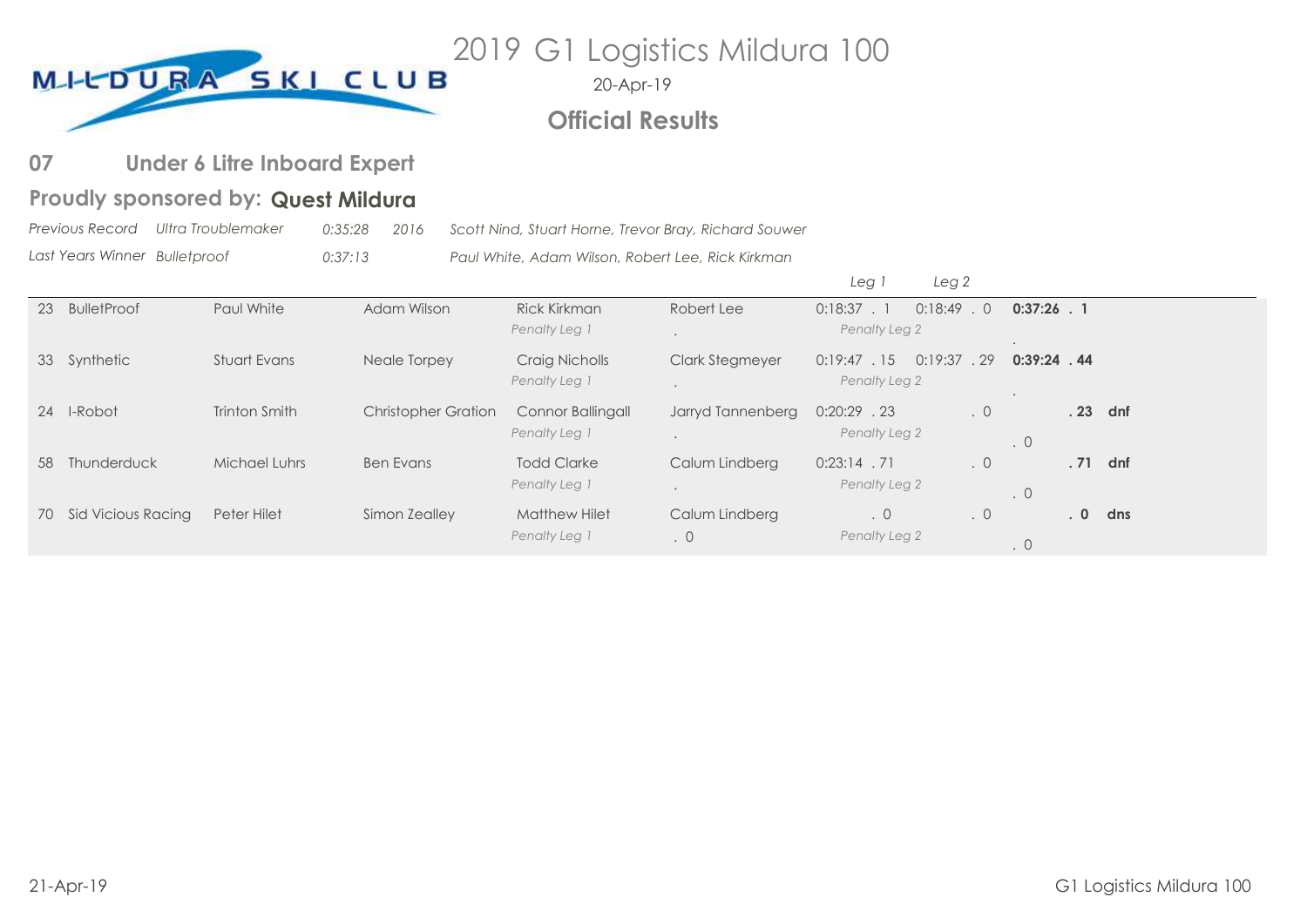# 2019 G1 Logistics Mildura 100

20-Apr-19

**Official Results**

## 07 Under 6 Litre Inboard Expert

**Proudly sponsored by: Quest Mildura**

*Previous Record* *Ultra Troublemaker* *0:35:28* *2016* *Scott Nind, Stuart Horne, Trevor Bray, Richard Souwer*

*Last Years Winner* *Bulletproof* *0:37:13* *Paul White, Adam Wilson, Robert Lee, Rick Kirkman*

| No. | Boat | Driver | Observer | Skier | Skier | *Leg 1* | *Leg 2* | Total | |
|---|---|---|---|---|---|---|---|---|---|
| 23 | BulletProof | Paul White | Adam Wilson | Rick Kirkman | Robert Lee | 0:18:37 . 1 | 0:18:49 . 0 | **0:37:26 . 1** | |
| | | | | *Penalty Leg 1* | . | *Penalty Leg 2* | | . | |
| 33 | Synthetic | Stuart Evans | Neale Torpey | Craig Nicholls | Clark Stegmeyer | 0:19:47 . 15 | 0:19:37 . 29 | **0:39:24 . 44** | |
| | | | | *Penalty Leg 1* | . | *Penalty Leg 2* | | . | |
| 24 | I-Robot | Trinton Smith | Christopher Gration | Connor Ballingall | Jarryd Tannenberg | 0:20:29 . 23 | . 0 | **. 23** | **dnf** |
| | | | | *Penalty Leg 1* | . | *Penalty Leg 2* | | . 0 | |
| 58 | Thunderduck | Michael Luhrs | Ben Evans | Todd Clarke | Calum Lindberg | 0:23:14 . 71 | . 0 | **. 71** | **dnf** |
| | | | | *Penalty Leg 1* | . | *Penalty Leg 2* | | . 0 | |
| 70 | Sid Vicious Racing | Peter Hilet | Simon Zealley | Matthew Hilet | Calum Lindberg | . 0 | . 0 | **. 0** | **dns** |
| | | | | *Penalty Leg 1* | . 0 | *Penalty Leg 2* | | . 0 | |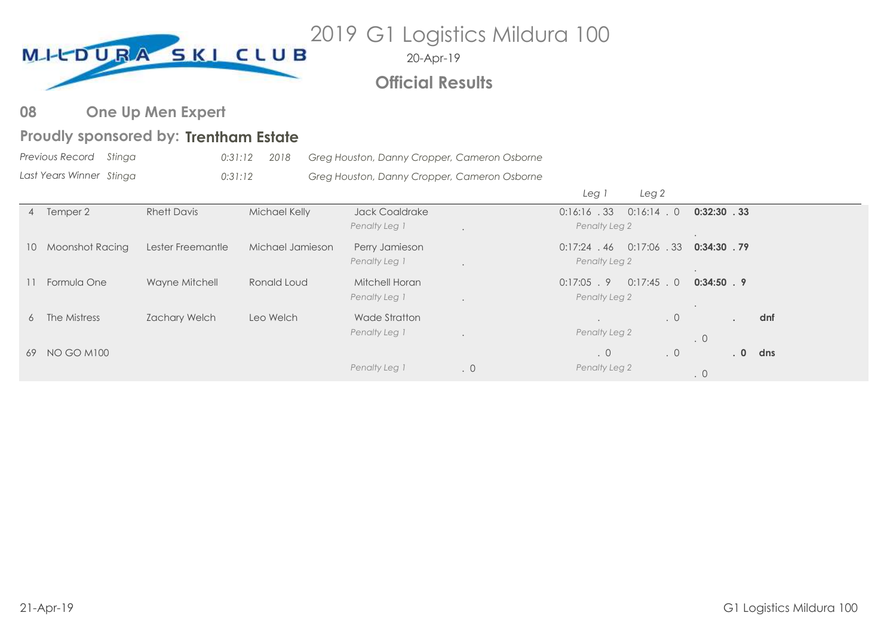MILDURA SKI CLUB

# 2019 G1 Logistics Mildura 100

20-Apr-19

## Official Results

## 08 One Up Men Expert

### Proudly sponsored by: Trentham Estate

*Previous Record* *Stinga* *0:31:12* *2018* *Greg Houston, Danny Cropper, Cameron Osborne*

*Last Years Winner* *Stinga* *0:31:12* *Greg Houston, Danny Cropper, Cameron Osborne*

| No. | Boat | Driver | Observer | Skier | | Penalty Leg 1 | Leg 1 | Leg 2 | Total | |
|---|---|---|---|---|---|---|---|---|---|---|
| 4 | Temper 2 | Rhett Davis | Michael Kelly | Jack Coaldrake | *Penalty Leg 1* | . | 0:16:16 . 33 | 0:16:14 . 0 | **0:32:30 . 33** | |
| | | | | | | | *Penalty Leg 2* | | . | |
| 10 | Moonshot Racing | Lester Freemantle | Michael Jamieson | Perry Jamieson | *Penalty Leg 1* | . | 0:17:24 . 46 | 0:17:06 . 33 | **0:34:30 . 79** | |
| | | | | | | | *Penalty Leg 2* | | . | |
| 11 | Formula One | Wayne Mitchell | Ronald Loud | Mitchell Horan | *Penalty Leg 1* | . | 0:17:05 . 9 | 0:17:45 . 0 | **0:34:50 . 9** | |
| | | | | | | | *Penalty Leg 2* | | . | |
| 6 | The Mistress | Zachary Welch | Leo Welch | Wade Stratton | *Penalty Leg 1* | . | . | . 0 | **.** | **dnf** |
| | | | | | | | *Penalty Leg 2* | | . 0 | |
| 69 | NO GO M100 | | | | *Penalty Leg 1* | . 0 | . 0 | . 0 | **. 0** | **dns** |
| | | | | | | | *Penalty Leg 2* | | . 0 | |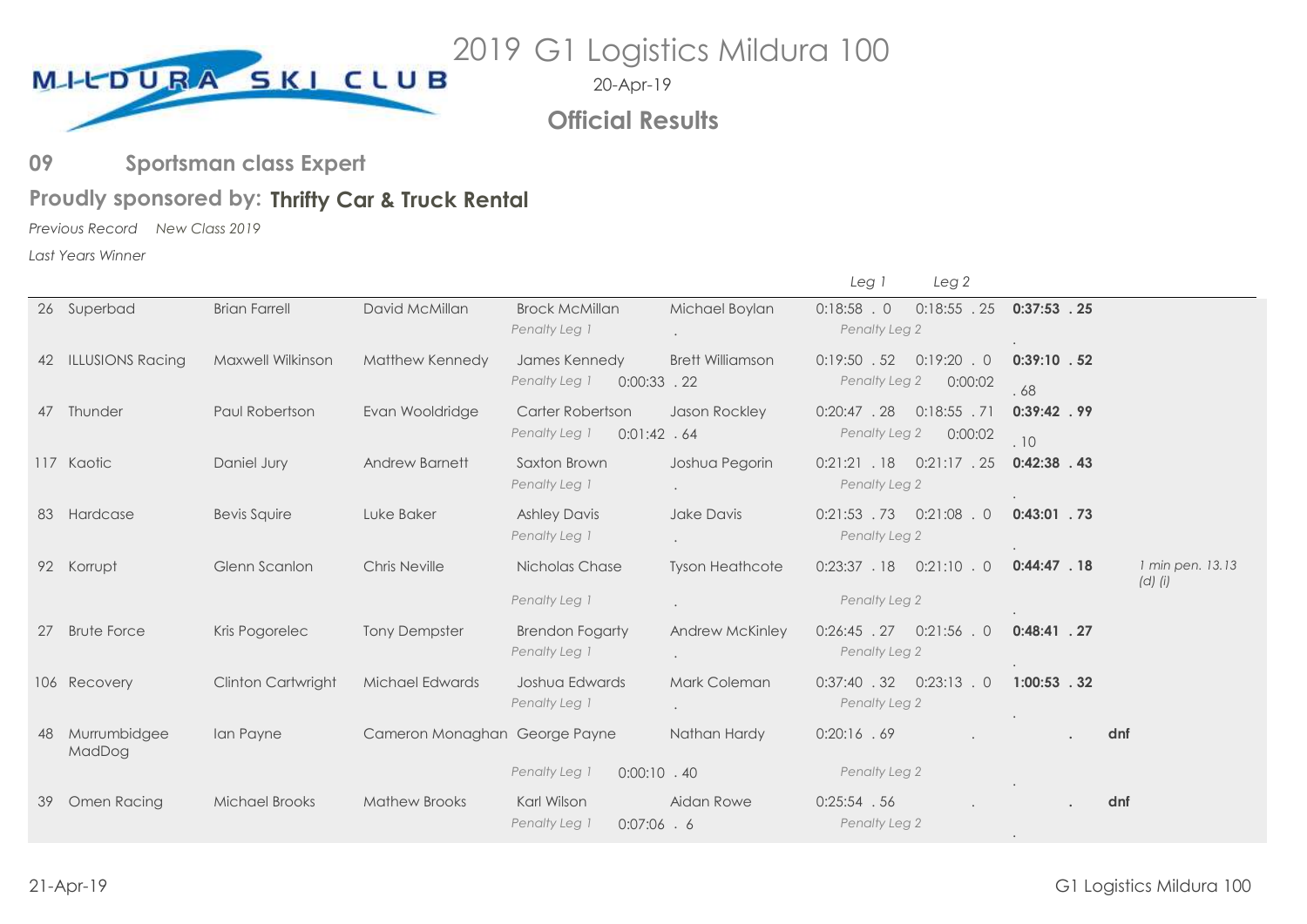MILDURA SKI CLUB

# 2019 G1 Logistics Mildura 100

20-Apr-19

## Official Results

### 09 Sportsman class Expert

**Proudly sponsored by: Thrifty Car & Truck Rental**

*Previous Record* *New Class 2019*

*Last Years Winner*

| No. | Boat | Driver | Observer | Observer | Observer | Leg 1 | Leg 2 | Total | Notes |
|---|---|---|---|---|---|---|---|---|---|
| 26 | Superbad | Brian Farrell | David McMillan | Brock McMillan | Michael Boylan | 0:18:58 . 0 | 0:18:55 . 25 | **0:37:53 . 25** | |
| | | | | *Penalty Leg 1* | . | *Penalty Leg 2* | | . | |
| 42 | ILLUSIONS Racing | Maxwell Wilkinson | Matthew Kennedy | James Kennedy | Brett Williamson | 0:19:50 . 52 | 0:19:20 . 0 | **0:39:10 . 52** | |
| | | | | *Penalty Leg 1* 0:00:33 | . 22 | *Penalty Leg 2* | 0:00:02 | . 68 | |
| 47 | Thunder | Paul Robertson | Evan Wooldridge | Carter Robertson | Jason Rockley | 0:20:47 . 28 | 0:18:55 . 71 | **0:39:42 . 99** | |
| | | | | *Penalty Leg 1* 0:01:42 | . 64 | *Penalty Leg 2* | 0:00:02 | . 10 | |
| 117 | Kaotic | Daniel Jury | Andrew Barnett | Saxton Brown | Joshua Pegorin | 0:21:21 . 18 | 0:21:17 . 25 | **0:42:38 . 43** | |
| | | | | *Penalty Leg 1* | . | *Penalty Leg 2* | | . | |
| 83 | Hardcase | Bevis Squire | Luke Baker | Ashley Davis | Jake Davis | 0:21:53 . 73 | 0:21:08 . 0 | **0:43:01 . 73** | |
| | | | | *Penalty Leg 1* | . | *Penalty Leg 2* | | . | |
| 92 | Korrupt | Glenn Scanlon | Chris Neville | Nicholas Chase | Tyson Heathcote | 0:23:37 . 18 | 0:21:10 . 0 | **0:44:47 . 18** | *1 min pen. 13.13 (d) (i)* |
| | | | | *Penalty Leg 1* | . | *Penalty Leg 2* | | . | |
| 27 | Brute Force | Kris Pogorelec | Tony Dempster | Brendon Fogarty | Andrew McKinley | 0:26:45 . 27 | 0:21:56 . 0 | **0:48:41 . 27** | |
| | | | | *Penalty Leg 1* | . | *Penalty Leg 2* | | . | |
| 106 | Recovery | Clinton Cartwright | Michael Edwards | Joshua Edwards | Mark Coleman | 0:37:40 . 32 | 0:23:13 . 0 | **1:00:53 . 32** | |
| | | | | *Penalty Leg 1* | . | *Penalty Leg 2* | | . | |
| 48 | Murrumbidgee MadDog | Ian Payne | Cameron Monaghan | George Payne | Nathan Hardy | 0:20:16 . 69 | . | . | **dnf** |
| | | | | *Penalty Leg 1* 0:00:10 | . 40 | *Penalty Leg 2* | | . | |
| 39 | Omen Racing | Michael Brooks | Mathew Brooks | Karl Wilson | Aidan Rowe | 0:25:54 . 56 | . | . | **dnf** |
| | | | | *Penalty Leg 1* 0:07:06 | . 6 | *Penalty Leg 2* | | . | |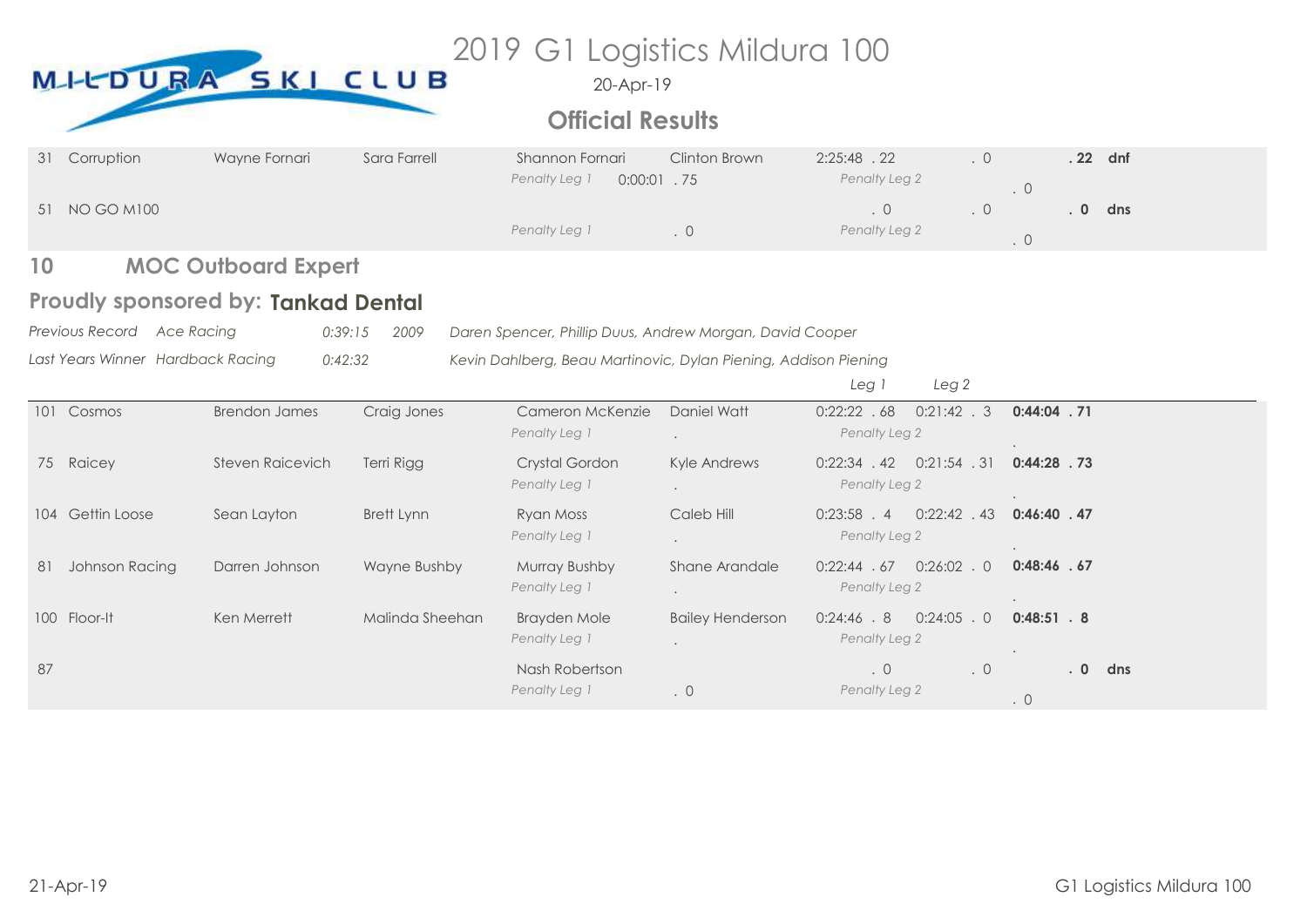# 2019 G1 Logistics Mildura 100

20-Apr-19

## Official Results

| No. | Boat | Driver | Observer | Skier 1 | Skier 2 | Leg 1 | Leg 2 | Total | Status |
|---|---|---|---|---|---|---|---|---|---|
| 31 | Corruption | Wayne Fornari | Sara Farrell | Shannon Fornari | Clinton Brown | 2:25:48 . 22 | . 0 | . 22 | dnf |
| | | | | Penalty Leg 1 | 0:00:01 . 75 | Penalty Leg 2 | | . 0 | |
| 51 | NO GO M100 | | | | | . 0 | . 0 | . 0 | dns |
| | | | | Penalty Leg 1 | . 0 | Penalty Leg 2 | | . 0 | |

## 10 MOC Outboard Expert

### Proudly sponsored by: Tankad Dental

*Previous Record* *Ace Racing* *0:39:15* *2009* *Daren Spencer, Phillip Duus, Andrew Morgan, David Cooper*

*Last Years Winner* *Hardback Racing* *0:42:32* *Kevin Dahlberg, Beau Martinovic, Dylan Piening, Addison Piening*

| No. | Boat | Driver | Observer | Skier 1 | Skier 2 | Leg 1 | Leg 2 | Total | Status |
|---|---|---|---|---|---|---|---|---|---|
| 101 | Cosmos | Brendon James | Craig Jones | Cameron McKenzie | Daniel Watt | 0:22:22 . 68 | 0:21:42 . 3 | **0:44:04 . 71** | |
| | | | | Penalty Leg 1 | . | Penalty Leg 2 | | . | |
| 75 | Raicey | Steven Raicevich | Terri Rigg | Crystal Gordon | Kyle Andrews | 0:22:34 . 42 | 0:21:54 . 31 | **0:44:28 . 73** | |
| | | | | Penalty Leg 1 | . | Penalty Leg 2 | | . | |
| 104 | Gettin Loose | Sean Layton | Brett Lynn | Ryan Moss | Caleb Hill | 0:23:58 . 4 | 0:22:42 . 43 | **0:46:40 . 47** | |
| | | | | Penalty Leg 1 | . | Penalty Leg 2 | | . | |
| 81 | Johnson Racing | Darren Johnson | Wayne Bushby | Murray Bushby | Shane Arandale | 0:22:44 . 67 | 0:26:02 . 0 | **0:48:46 . 67** | |
| | | | | Penalty Leg 1 | . | Penalty Leg 2 | | . | |
| 100 | Floor-It | Ken Merrett | Malinda Sheehan | Brayden Mole | Bailey Henderson | 0:24:46 . 8 | 0:24:05 . 0 | **0:48:51 . 8** | |
| | | | | Penalty Leg 1 | . | Penalty Leg 2 | | . | |
| 87 | | | | Nash Robertson | | . 0 | . 0 | **. 0** | **dns** |
| | | | | Penalty Leg 1 | . 0 | Penalty Leg 2 | | . 0 | |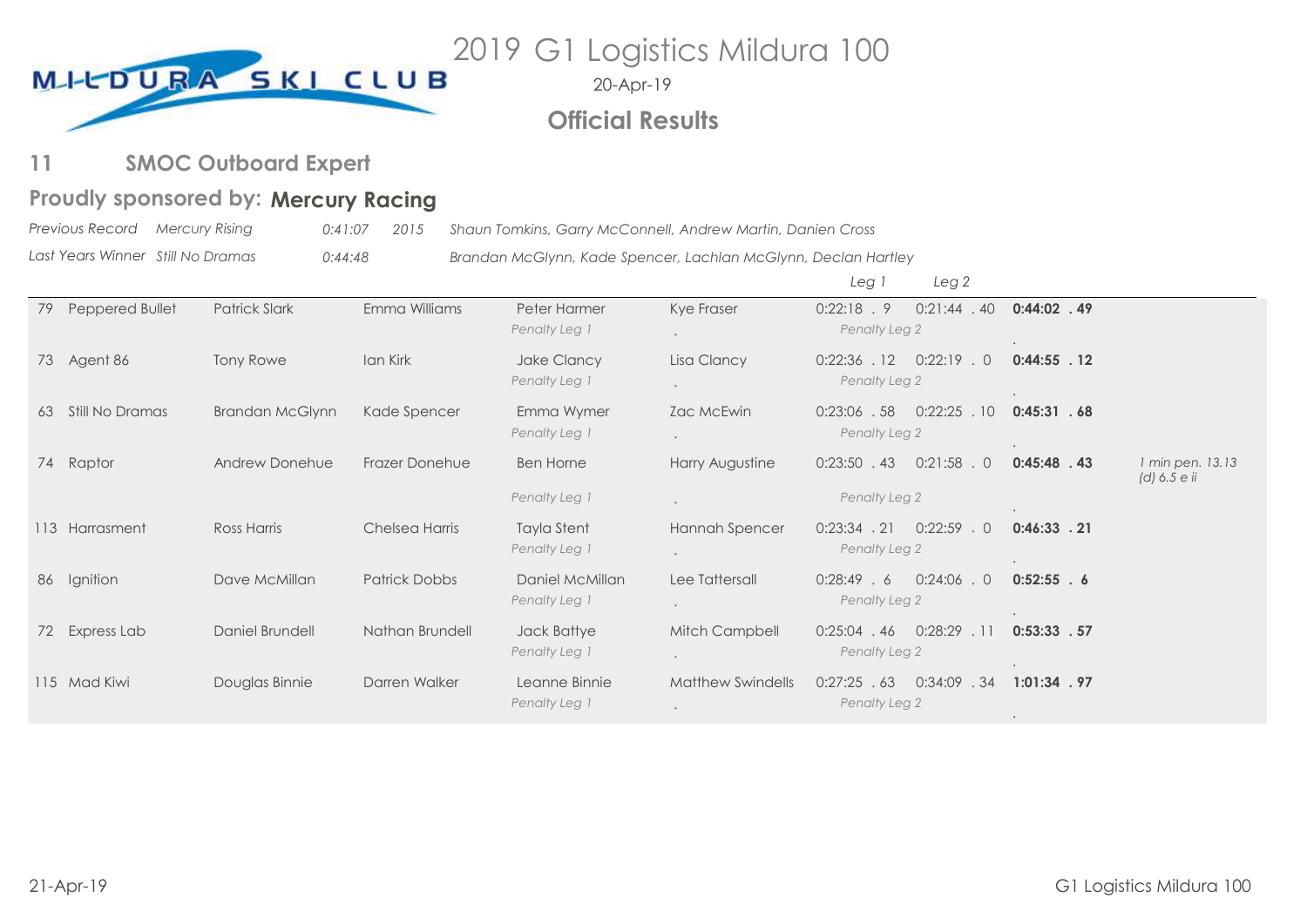# 2019 G1 Logistics Mildura 100

20-Apr-19

## Official Results

### 11 SMOC Outboard Expert

**Proudly sponsored by: Mercury Racing**

*Previous Record* *Mercury Rising* *0:41:07* *2015* *Shaun Tomkins, Garry McConnell, Andrew Martin, Danien Cross*

*Last Years Winner* *Still No Dramas* *0:44:48* *Brandan McGlynn, Kade Spencer, Lachlan McGlynn, Declan Hartley*

| No. | Boat | Driver | Observer | Crew | Crew | Leg 1 | Leg 2 | Total | Notes |
|---|---|---|---|---|---|---|---|---|---|
| 79 | Peppered Bullet | Patrick Slark | Emma Williams | Peter Harmer | Kye Fraser | 0:22:18 . 9 | 0:21:44 . 40 | **0:44:02 . 49** | |
| | | | | *Penalty Leg 1* | . | *Penalty Leg 2* | | . | |
| 73 | Agent 86 | Tony Rowe | Ian Kirk | Jake Clancy | Lisa Clancy | 0:22:36 . 12 | 0:22:19 . 0 | **0:44:55 . 12** | |
| | | | | *Penalty Leg 1* | . | *Penalty Leg 2* | | . | |
| 63 | Still No Dramas | Brandan McGlynn | Kade Spencer | Emma Wymer | Zac McEwin | 0:23:06 . 58 | 0:22:25 . 10 | **0:45:31 . 68** | |
| | | | | *Penalty Leg 1* | . | *Penalty Leg 2* | | . | |
| 74 | Raptor | Andrew Donehue | Frazer Donehue | Ben Horne | Harry Augustine | 0:23:50 . 43 | 0:21:58 . 0 | **0:45:48 . 43** | *1 min pen. 13.13 (d) 6.5 e ii* |
| | | | | *Penalty Leg 1* | . | *Penalty Leg 2* | | . | |
| 113 | Harrasment | Ross Harris | Chelsea Harris | Tayla Stent | Hannah Spencer | 0:23:34 . 21 | 0:22:59 . 0 | **0:46:33 . 21** | |
| | | | | *Penalty Leg 1* | . | *Penalty Leg 2* | | . | |
| 86 | Ignition | Dave McMillan | Patrick Dobbs | Daniel McMillan | Lee Tattersall | 0:28:49 . 6 | 0:24:06 . 0 | **0:52:55 . 6** | |
| | | | | *Penalty Leg 1* | . | *Penalty Leg 2* | | . | |
| 72 | Express Lab | Daniel Brundell | Nathan Brundell | Jack Battye | Mitch Campbell | 0:25:04 . 46 | 0:28:29 . 11 | **0:53:33 . 57** | |
| | | | | *Penalty Leg 1* | . | *Penalty Leg 2* | | . | |
| 115 | Mad Kiwi | Douglas Binnie | Darren Walker | Leanne Binnie | Matthew Swindells | 0:27:25 . 63 | 0:34:09 . 34 | **1:01:34 . 97** | |
| | | | | *Penalty Leg 1* | . | *Penalty Leg 2* | | . | |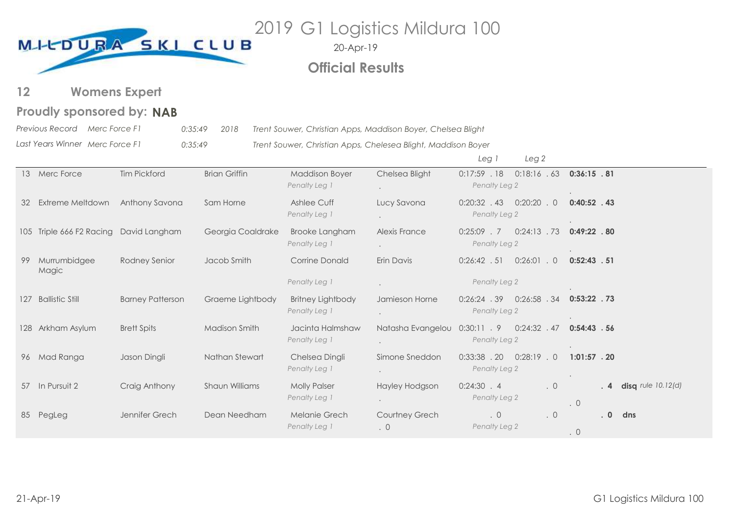# 2019 G1 Logistics Mildura 100

20-Apr-19

## Official Results

## 12 Womens Expert

### Proudly sponsored by: **NAB**

*Previous Record* *Merc Force F1* *0:35:49* *2018* *Trent Souwer, Christian Apps, Maddison Boyer, Chelsea Blight*

*Last Years Winner* *Merc Force F1* *0:35:49* *Trent Souwer, Christian Apps, Chelesea Blight, Maddison Boyer*

| No. | Team | Driver | Observer | Skier 1 | Skier 2 | *Leg 1* | *Leg 2* | Total | |
|---|---|---|---|---|---|---|---|---|---|
| 13 | Merc Force | Tim Pickford | Brian Griffin | Maddison Boyer<br>*Penalty Leg 1* | Chelsea Blight<br>. | 0:17:59 . 18<br>*Penalty Leg 2* | 0:18:16 . 63 | **0:36:15 . 81**<br>. | |
| 32 | Extreme Meltdown | Anthony Savona | Sam Horne | Ashlee Cuff<br>*Penalty Leg 1* | Lucy Savona<br>. | 0:20:32 . 43<br>*Penalty Leg 2* | 0:20:20 . 0 | **0:40:52 . 43**<br>. | |
| 105 | Triple 666 F2 Racing | David Langham | Georgia Coaldrake | Brooke Langham<br>*Penalty Leg 1* | Alexis France<br>. | 0:25:09 . 7<br>*Penalty Leg 2* | 0:24:13 . 73 | **0:49:22 . 80**<br>. | |
| 99 | Murrumbidgee Magic | Rodney Senior | Jacob Smith | Corrine Donald<br>*Penalty Leg 1* | Erin Davis<br>. | 0:26:42 . 51<br>*Penalty Leg 2* | 0:26:01 . 0 | **0:52:43 . 51**<br>. | |
| 127 | Ballistic Still | Barney Patterson | Graeme Lightbody | Britney Lightbody<br>*Penalty Leg 1* | Jamieson Horne<br>. | 0:26:24 . 39<br>*Penalty Leg 2* | 0:26:58 . 34 | **0:53:22 . 73**<br>. | |
| 128 | Arkham Asylum | Brett Spits | Madison Smith | Jacinta Halmshaw<br>*Penalty Leg 1* | Natasha Evangelou<br>. | 0:30:11 . 9<br>*Penalty Leg 2* | 0:24:32 . 47 | **0:54:43 . 56**<br>. | |
| 96 | Mad Ranga | Jason Dingli | Nathan Stewart | Chelsea Dingli<br>*Penalty Leg 1* | Simone Sneddon<br>. | 0:33:38 . 20<br>*Penalty Leg 2* | 0:28:19 . 0 | **1:01:57 . 20**<br>. | |
| 57 | In Pursuit 2 | Craig Anthony | Shaun Williams | Molly Palser<br>*Penalty Leg 1* | Hayley Hodgson<br>. | 0:24:30 . 4<br>*Penalty Leg 2* | . 0 | **. 4**<br>. 0 | **disq** *rule 10.12(d)* |
| 85 | PegLeg | Jennifer Grech | Dean Needham | Melanie Grech<br>*Penalty Leg 1* | Courtney Grech<br>. 0 | . 0<br>*Penalty Leg 2* | . 0 | **. 0**<br>. 0 | **dns** |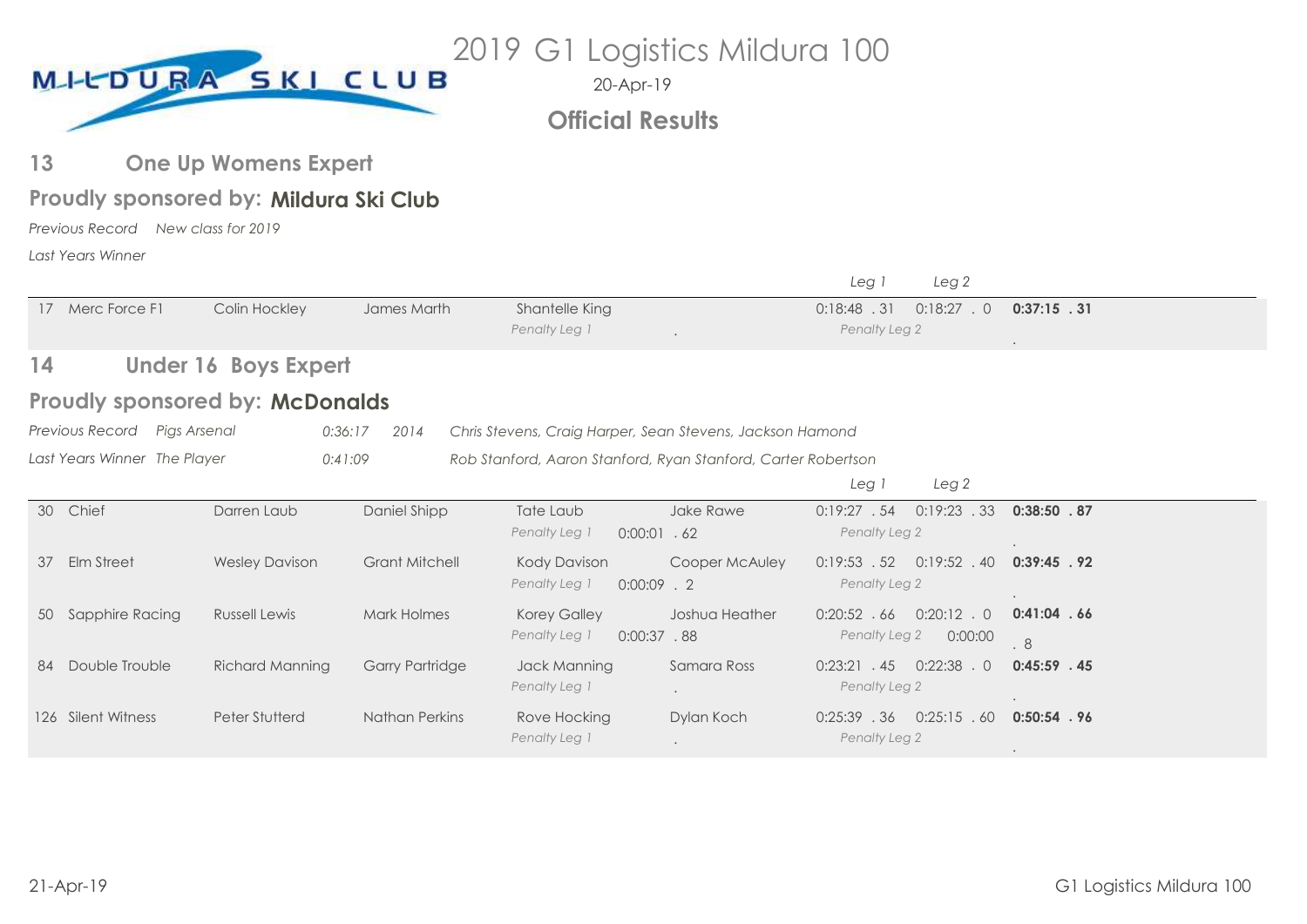MILDURA SKI CLUB

# 2019 G1 Logistics Mildura 100

20-Apr-19

## Official Results

## 13 One Up Womens Expert

### Proudly sponsored by: **Mildura Ski Club**

*Previous Record* *New class for 2019*

*Last Years Winner*

| No. | Boat | Driver | Observer | Skier 1 | Skier 2 | Leg 1 | Leg 2 | Total |
|---|---|---|---|---|---|---|---|---|
| 17 | Merc Force F1 | Colin Hockley | James Marth | Shantelle King | | 0:18:48 . 31 | 0:18:27 . 0 | **0:37:15 . 31** |
| | | | | *Penalty Leg 1* | . | *Penalty Leg 2* | | . |

## 14 Under 16 Boys Expert

### Proudly sponsored by: **McDonalds**

*Previous Record* *Pigs Arsenal* *0:36:17* *2014* *Chris Stevens, Craig Harper, Sean Stevens, Jackson Hamond*

*Last Years Winner* *The Player* *0:41:09* *Rob Stanford, Aaron Stanford, Ryan Stanford, Carter Robertson*

| No. | Boat | Driver | Observer | Skier 1 | Skier 2 | Leg 1 | Leg 2 | Total |
|---|---|---|---|---|---|---|---|---|
| 30 | Chief | Darren Laub | Daniel Shipp | Tate Laub | Jake Rawe | 0:19:27 . 54 | 0:19:23 . 33 | **0:38:50 . 87** |
| | | | | *Penalty Leg 1* | 0:00:01 . 62 | *Penalty Leg 2* | | . |
| 37 | Elm Street | Wesley Davison | Grant Mitchell | Kody Davison | Cooper McAuley | 0:19:53 . 52 | 0:19:52 . 40 | **0:39:45 . 92** |
| | | | | *Penalty Leg 1* | 0:00:09 . 2 | *Penalty Leg 2* | | . |
| 50 | Sapphire Racing | Russell Lewis | Mark Holmes | Korey Galley | Joshua Heather | 0:20:52 . 66 | 0:20:12 . 0 | **0:41:04 . 66** |
| | | | | *Penalty Leg 1* | 0:00:37 . 88 | *Penalty Leg 2* | 0:00:00 | . 8 |
| 84 | Double Trouble | Richard Manning | Garry Partridge | Jack Manning | Samara Ross | 0:23:21 . 45 | 0:22:38 . 0 | **0:45:59 . 45** |
| | | | | *Penalty Leg 1* | . | *Penalty Leg 2* | | . |
| 126 | Silent Witness | Peter Stutterd | Nathan Perkins | Rove Hocking | Dylan Koch | 0:25:39 . 36 | 0:25:15 . 60 | **0:50:54 . 96** |
| | | | | *Penalty Leg 1* | . | *Penalty Leg 2* | | . |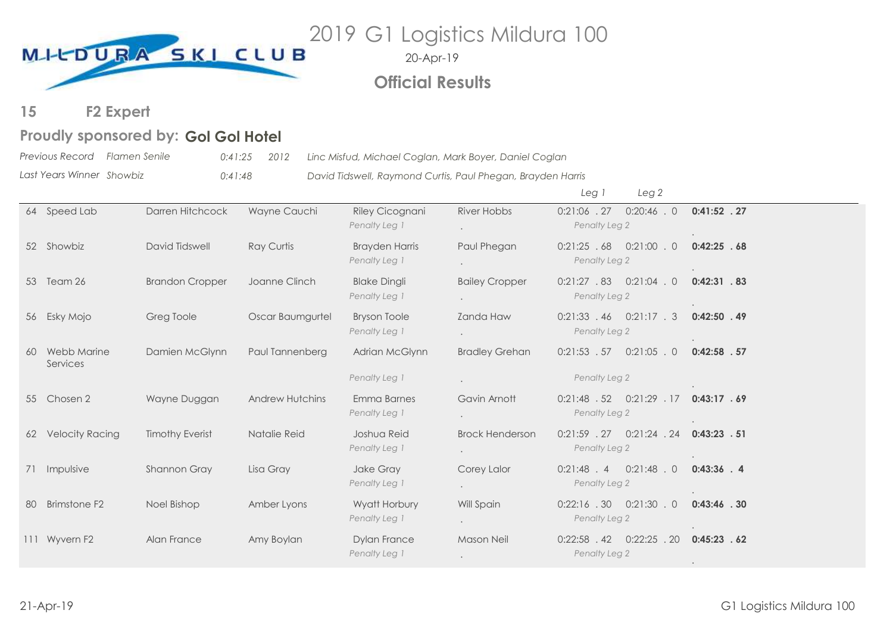# 2019 G1 Logistics Mildura 100

20-Apr-19

## Official Results

## 15 F2 Expert

### Proudly sponsored by: Gol Gol Hotel

*Previous Record* *Flamen Senile* *0:41:25* *2012* *Linc Misfud, Michael Coglan, Mark Boyer, Daniel Coglan*

*Last Years Winner* *Showbiz* *0:41:48* *David Tidswell, Raymond Curtis, Paul Phegan, Brayden Harris*

| No. | Team | Driver | Observer | Skier 1 | Skier 2 | Leg 1 | Leg 2 | Total |
|---|---|---|---|---|---|---|---|---|
| 64 | Speed Lab | Darren Hitchcock | Wayne Cauchi | Riley Cicognani | River Hobbs | 0:21:06 . 27 | 0:20:46 . 0 | **0:41:52 . 27** |
| | | | | *Penalty Leg 1* | . | *Penalty Leg 2* | | . |
| 52 | Showbiz | David Tidswell | Ray Curtis | Brayden Harris | Paul Phegan | 0:21:25 . 68 | 0:21:00 . 0 | **0:42:25 . 68** |
| | | | | *Penalty Leg 1* | . | *Penalty Leg 2* | | . |
| 53 | Team 26 | Brandon Cropper | Joanne Clinch | Blake Dingli | Bailey Cropper | 0:21:27 . 83 | 0:21:04 . 0 | **0:42:31 . 83** |
| | | | | *Penalty Leg 1* | . | *Penalty Leg 2* | | . |
| 56 | Esky Mojo | Greg Toole | Oscar Baumgurtel | Bryson Toole | Zanda Haw | 0:21:33 . 46 | 0:21:17 . 3 | **0:42:50 . 49** |
| | | | | *Penalty Leg 1* | . | *Penalty Leg 2* | | . |
| 60 | Webb Marine Services | Damien McGlynn | Paul Tannenberg | Adrian McGlynn | Bradley Grehan | 0:21:53 . 57 | 0:21:05 . 0 | **0:42:58 . 57** |
| | | | | *Penalty Leg 1* | . | *Penalty Leg 2* | | . |
| 55 | Chosen 2 | Wayne Duggan | Andrew Hutchins | Emma Barnes | Gavin Arnott | 0:21:48 . 52 | 0:21:29 . 17 | **0:43:17 . 69** |
| | | | | *Penalty Leg 1* | . | *Penalty Leg 2* | | . |
| 62 | Velocity Racing | Timothy Everist | Natalie Reid | Joshua Reid | Brock Henderson | 0:21:59 . 27 | 0:21:24 . 24 | **0:43:23 . 51** |
| | | | | *Penalty Leg 1* | . | *Penalty Leg 2* | | . |
| 71 | Impulsive | Shannon Gray | Lisa Gray | Jake Gray | Corey Lalor | 0:21:48 . 4 | 0:21:48 . 0 | **0:43:36 . 4** |
| | | | | *Penalty Leg 1* | . | *Penalty Leg 2* | | . |
| 80 | Brimstone F2 | Noel Bishop | Amber Lyons | Wyatt Horbury | Will Spain | 0:22:16 . 30 | 0:21:30 . 0 | **0:43:46 . 30** |
| | | | | *Penalty Leg 1* | . | *Penalty Leg 2* | | . |
| 111 | Wyvern F2 | Alan France | Amy Boylan | Dylan France | Mason Neil | 0:22:58 . 42 | 0:22:25 . 20 | **0:45:23 . 62** |
| | | | | *Penalty Leg 1* | . | *Penalty Leg 2* | | . |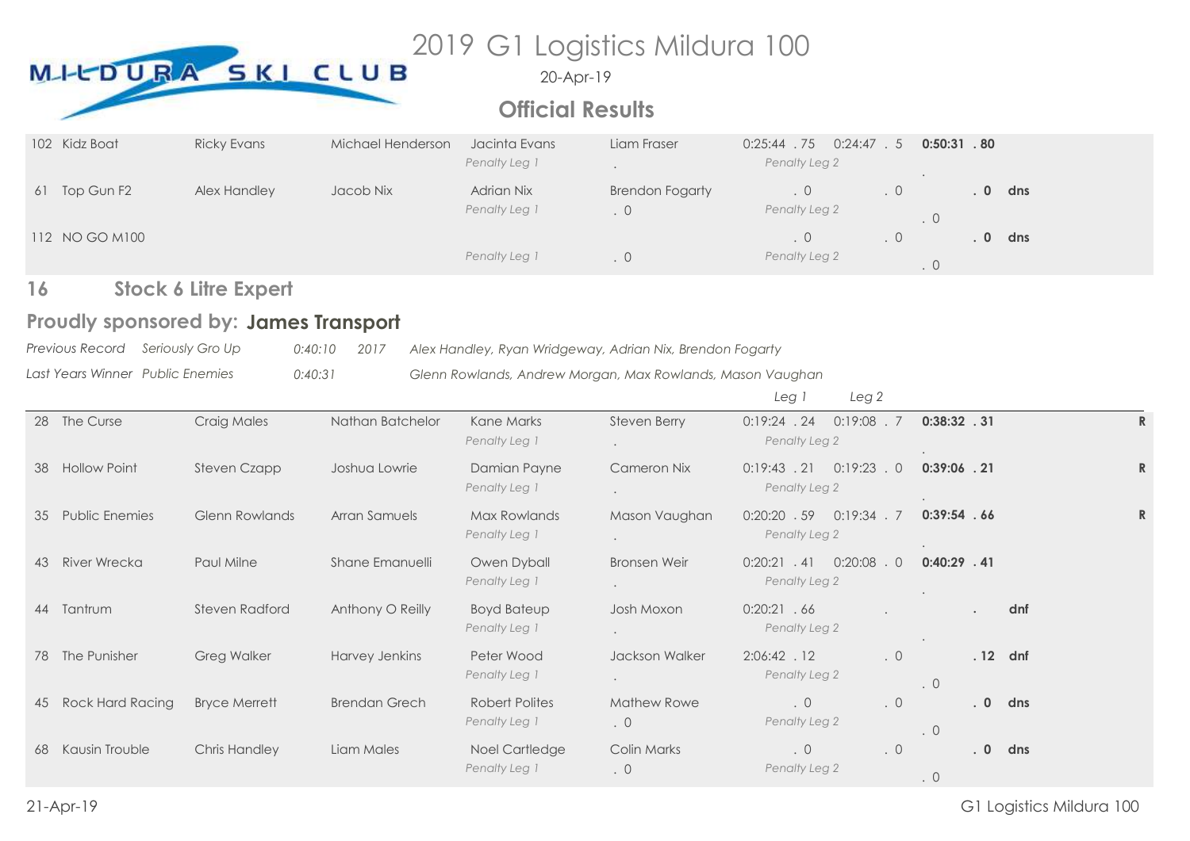# 2019 G1 Logistics Mildura 100

20-Apr-19

## Official Results

| No. | Team | Driver | Observer | Skier 1 | Skier 2 | Leg 1 | Leg 2 | Total | Status | |
|---|---|---|---|---|---|---|---|---|---|---|
| 102 | Kidz Boat | Ricky Evans | Michael Henderson | Jacinta Evans | Liam Fraser | 0:25:44 . 75 | 0:24:47 . 5 | **0:50:31 . 80** | | |
| | | | | *Penalty Leg 1* | . | *Penalty Leg 2* | | . | | |
| 61 | Top Gun F2 | Alex Handley | Jacob Nix | Adrian Nix | Brendon Fogarty | . 0 | . 0 | **. 0** | **dns** | |
| | | | | *Penalty Leg 1* | . 0 | *Penalty Leg 2* | | . 0 | | |
| 112 | NO GO M100 | | | | | . 0 | . 0 | **. 0** | **dns** | |
| | | | | *Penalty Leg 1* | . 0 | *Penalty Leg 2* | | . 0 | | |

## 16 Stock 6 Litre Expert

### Proudly sponsored by: James Transport

*Previous Record* *Seriously Gro Up* *0:40:10* *2017* *Alex Handley, Ryan Wridgeway, Adrian Nix, Brendon Fogarty*

*Last Years Winner* *Public Enemies* *0:40:31* *Glenn Rowlands, Andrew Morgan, Max Rowlands, Mason Vaughan*

| No. | Team | Driver | Observer | Skier 1 | Skier 2 | *Leg 1* | *Leg 2* | Total | Status | |
|---|---|---|---|---|---|---|---|---|---|---|
| 28 | The Curse | Craig Males | Nathan Batchelor | Kane Marks | Steven Berry | 0:19:24 . 24 | 0:19:08 . 7 | **0:38:32 . 31** | | **R** |
| | | | | *Penalty Leg 1* | . | *Penalty Leg 2* | | . | | |
| 38 | Hollow Point | Steven Czapp | Joshua Lowrie | Damian Payne | Cameron Nix | 0:19:43 . 21 | 0:19:23 . 0 | **0:39:06 . 21** | | **R** |
| | | | | *Penalty Leg 1* | . | *Penalty Leg 2* | | . | | |
| 35 | Public Enemies | Glenn Rowlands | Arran Samuels | Max Rowlands | Mason Vaughan | 0:20:20 . 59 | 0:19:34 . 7 | **0:39:54 . 66** | | **R** |
| | | | | *Penalty Leg 1* | . | *Penalty Leg 2* | | . | | |
| 43 | River Wrecka | Paul Milne | Shane Emanuelli | Owen Dyball | Bronsen Weir | 0:20:21 . 41 | 0:20:08 . 0 | **0:40:29 . 41** | | |
| | | | | *Penalty Leg 1* | . | *Penalty Leg 2* | | . | | |
| 44 | Tantrum | Steven Radford | Anthony O Reilly | Boyd Bateup | Josh Moxon | 0:20:21 . 66 | . | **.** | **dnf** | |
| | | | | *Penalty Leg 1* | . | *Penalty Leg 2* | | . | | |
| 78 | The Punisher | Greg Walker | Harvey Jenkins | Peter Wood | Jackson Walker | 2:06:42 . 12 | . 0 | **. 12** | **dnf** | |
| | | | | *Penalty Leg 1* | . | *Penalty Leg 2* | | . 0 | | |
| 45 | Rock Hard Racing | Bryce Merrett | Brendan Grech | Robert Polites | Mathew Rowe | . 0 | . 0 | **. 0** | **dns** | |
| | | | | *Penalty Leg 1* | . 0 | *Penalty Leg 2* | | . 0 | | |
| 68 | Kausin Trouble | Chris Handley | Liam Males | Noel Cartledge | Colin Marks | . 0 | . 0 | **. 0** | **dns** | |
| | | | | *Penalty Leg 1* | . 0 | *Penalty Leg 2* | | . 0 | | |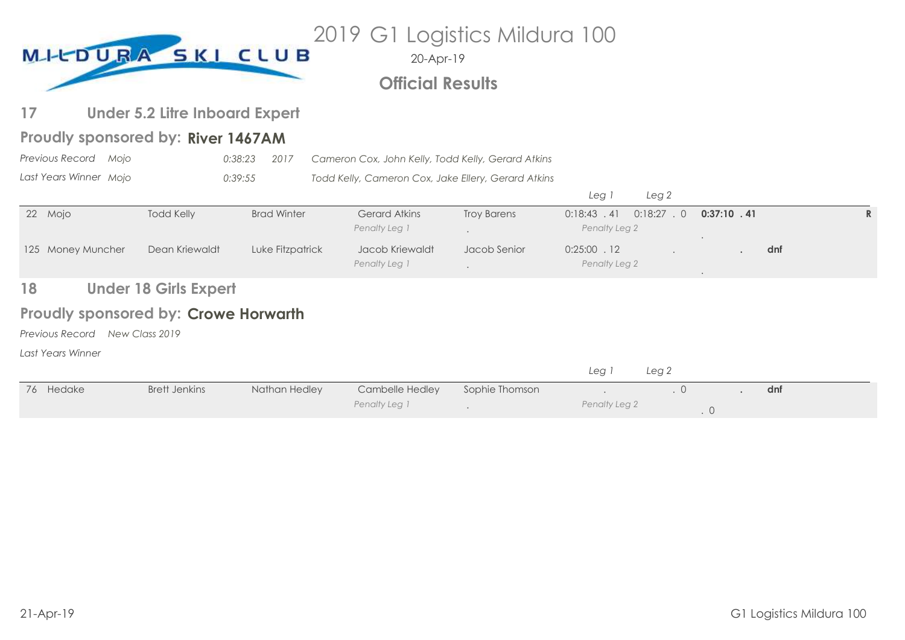MILDURA SKI CLUB

# 2019 G1 Logistics Mildura 100

20-Apr-19

## Official Results

## 17 Under 5.2 Litre Inboard Expert

### Proudly sponsored by: River 1467AM

*Previous Record* *Mojo* *0:38:23* *2017* *Cameron Cox, John Kelly, Todd Kelly, Gerard Atkins*

*Last Years Winner* *Mojo* *0:39:55* *Todd Kelly, Cameron Cox, Jake Ellery, Gerard Atkins*

| No. | Boat | | | | | Leg 1 | Leg 2 | Total | | |
|---|---|---|---|---|---|---|---|---|---|---|
| 22 | Mojo | Todd Kelly | Brad Winter | Gerard Atkins | Troy Barens | 0:18:43 . 41 | 0:18:27 . 0 | **0:37:10 . 41** | | **R** |
| | | | | *Penalty Leg 1* | . | *Penalty Leg 2* | | . | | |
| 125 | Money Muncher | Dean Kriewaldt | Luke Fitzpatrick | Jacob Kriewaldt | Jacob Senior | 0:25:00 . 12 | . | . | **dnf** | |
| | | | | *Penalty Leg 1* | . | *Penalty Leg 2* | | . | | |

## 18 Under 18 Girls Expert

### Proudly sponsored by: Crowe Horwarth

*Previous Record* *New Class 2019*

*Last Years Winner*

| No. | Boat | | | | | Leg 1 | Leg 2 | Total | | |
|---|---|---|---|---|---|---|---|---|---|---|
| 76 | Hedake | Brett Jenkins | Nathan Hedley | Cambelle Hedley | Sophie Thomson | . | . 0 | . | **dnf** | |
| | | | | *Penalty Leg 1* | . | *Penalty Leg 2* | | . 0 | | |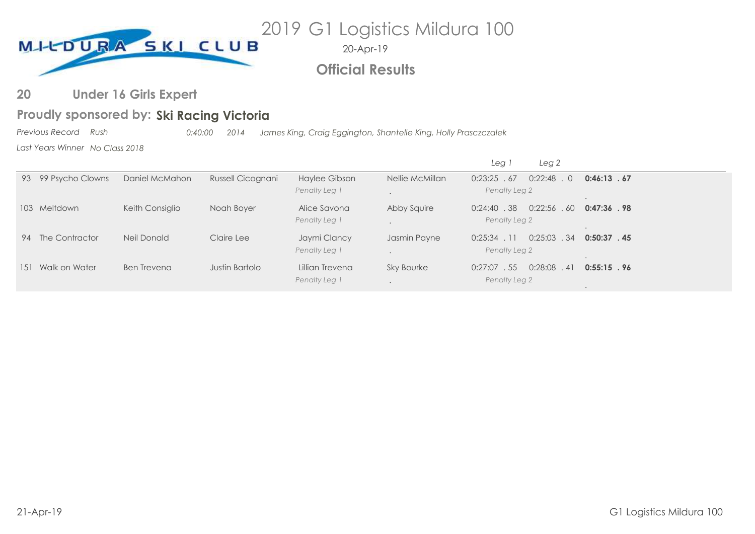# 2019 G1 Logistics Mildura 100

20-Apr-19

## Official Results

### 20 Under 16 Girls Expert

**Proudly sponsored by: Ski Racing Victoria**

*Previous Record Rush 0:40:00 2014 James King, Craig Eggington, Shantelle King, Holly Prasczczalek*

*Last Years Winner No Class 2018*

| No. | Boat | Driver | Observer | Skier 1 | Skier 2 | Leg 1 | Leg 2 | Total |
|---|---|---|---|---|---|---|---|---|
| 93 | 99 Psycho Clowns | Daniel McMahon | Russell Cicognani | Haylee Gibson<br>*Penalty Leg 1* | Nellie McMillan<br>. | 0:23:25 . 67<br>*Penalty Leg 2* | 0:22:48 . 0 | **0:46:13 . 67**<br>. |
| 103 | Meltdown | Keith Consiglio | Noah Boyer | Alice Savona<br>*Penalty Leg 1* | Abby Squire<br>. | 0:24:40 . 38<br>*Penalty Leg 2* | 0:22:56 . 60 | **0:47:36 . 98**<br>. |
| 94 | The Contractor | Neil Donald | Claire Lee | Jaymi Clancy<br>*Penalty Leg 1* | Jasmin Payne<br>. | 0:25:34 . 11<br>*Penalty Leg 2* | 0:25:03 . 34 | **0:50:37 . 45**<br>. |
| 151 | Walk on Water | Ben Trevena | Justin Bartolo | Lillian Trevena<br>*Penalty Leg 1* | Sky Bourke<br>. | 0:27:07 . 55<br>*Penalty Leg 2* | 0:28:08 . 41 | **0:55:15 . 96**<br>. |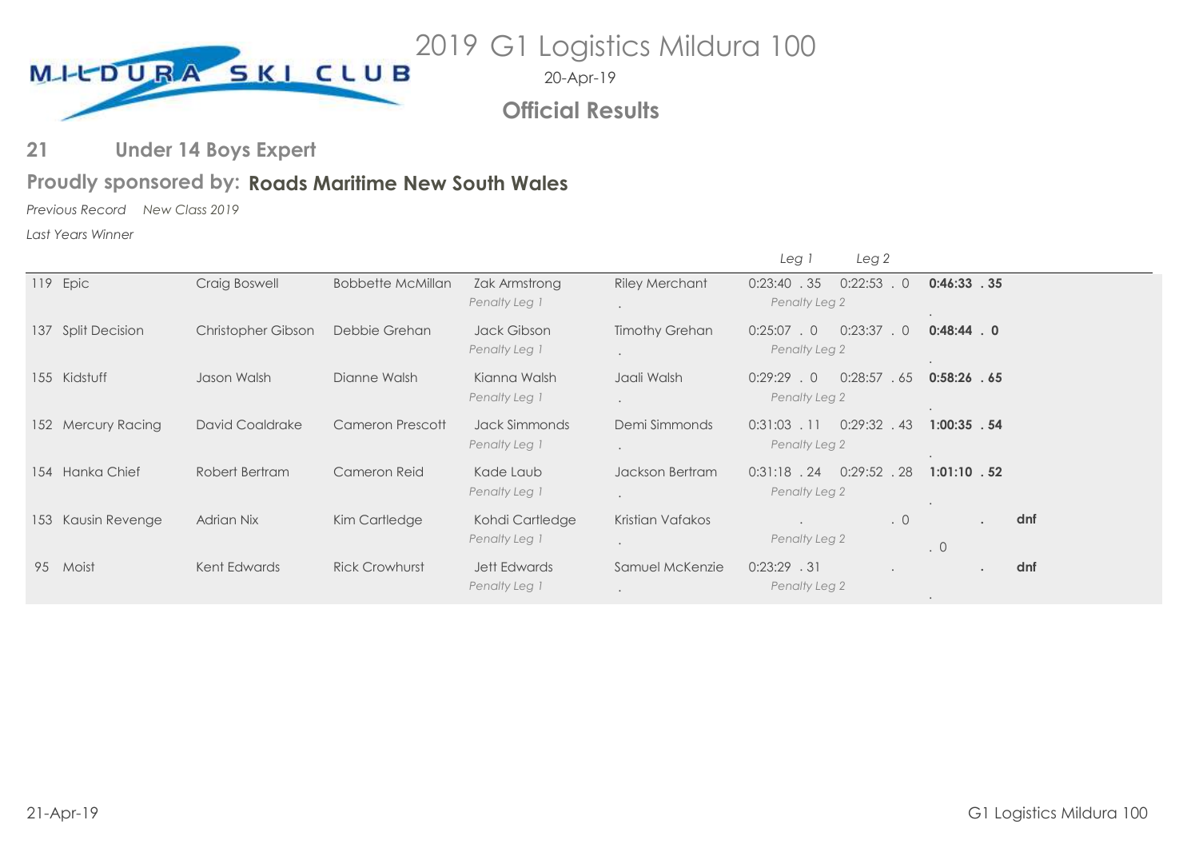# 2019 G1 Logistics Mildura 100

20-Apr-19

**Official Results**

## 21 Under 14 Boys Expert

**Proudly sponsored by: Roads Maritime New South Wales**

*Previous Record* *New Class 2019*

*Last Years Winner*

| No. | Boat | Driver | Observer | Skier | Skier | Leg 1 | Leg 2 | Total | |
|---|---|---|---|---|---|---|---|---|---|
| 119 | Epic | Craig Boswell | Bobbette McMillan | Zak Armstrong | Riley Merchant | 0:23:40 . 35 | 0:22:53 . 0 | **0:46:33 . 35** | |
| | | | | *Penalty Leg 1* . | | *Penalty Leg 2* . | | | |
| 137 | Split Decision | Christopher Gibson | Debbie Grehan | Jack Gibson | Timothy Grehan | 0:25:07 . 0 | 0:23:37 . 0 | **0:48:44 . 0** | |
| | | | | *Penalty Leg 1* . | | *Penalty Leg 2* . | | | |
| 155 | Kidstuff | Jason Walsh | Dianne Walsh | Kianna Walsh | Jaali Walsh | 0:29:29 . 0 | 0:28:57 . 65 | **0:58:26 . 65** | |
| | | | | *Penalty Leg 1* . | | *Penalty Leg 2* . | | | |
| 152 | Mercury Racing | David Coaldrake | Cameron Prescott | Jack Simmonds | Demi Simmonds | 0:31:03 . 11 | 0:29:32 . 43 | **1:00:35 . 54** | |
| | | | | *Penalty Leg 1* . | | *Penalty Leg 2* . | | | |
| 154 | Hanka Chief | Robert Bertram | Cameron Reid | Kade Laub | Jackson Bertram | 0:31:18 . 24 | 0:29:52 . 28 | **1:01:10 . 52** | |
| | | | | *Penalty Leg 1* . | | *Penalty Leg 2* . | | | |
| 153 | Kausin Revenge | Adrian Nix | Kim Cartledge | Kohdi Cartledge | Kristian Vafakos | . | . 0 | . | **dnf** |
| | | | | *Penalty Leg 1* . | | *Penalty Leg 2* . 0 | | | |
| 95 | Moist | Kent Edwards | Rick Crowhurst | Jett Edwards | Samuel McKenzie | 0:23:29 . 31 | . | . | **dnf** |
| | | | | *Penalty Leg 1* . | | *Penalty Leg 2* . | | | |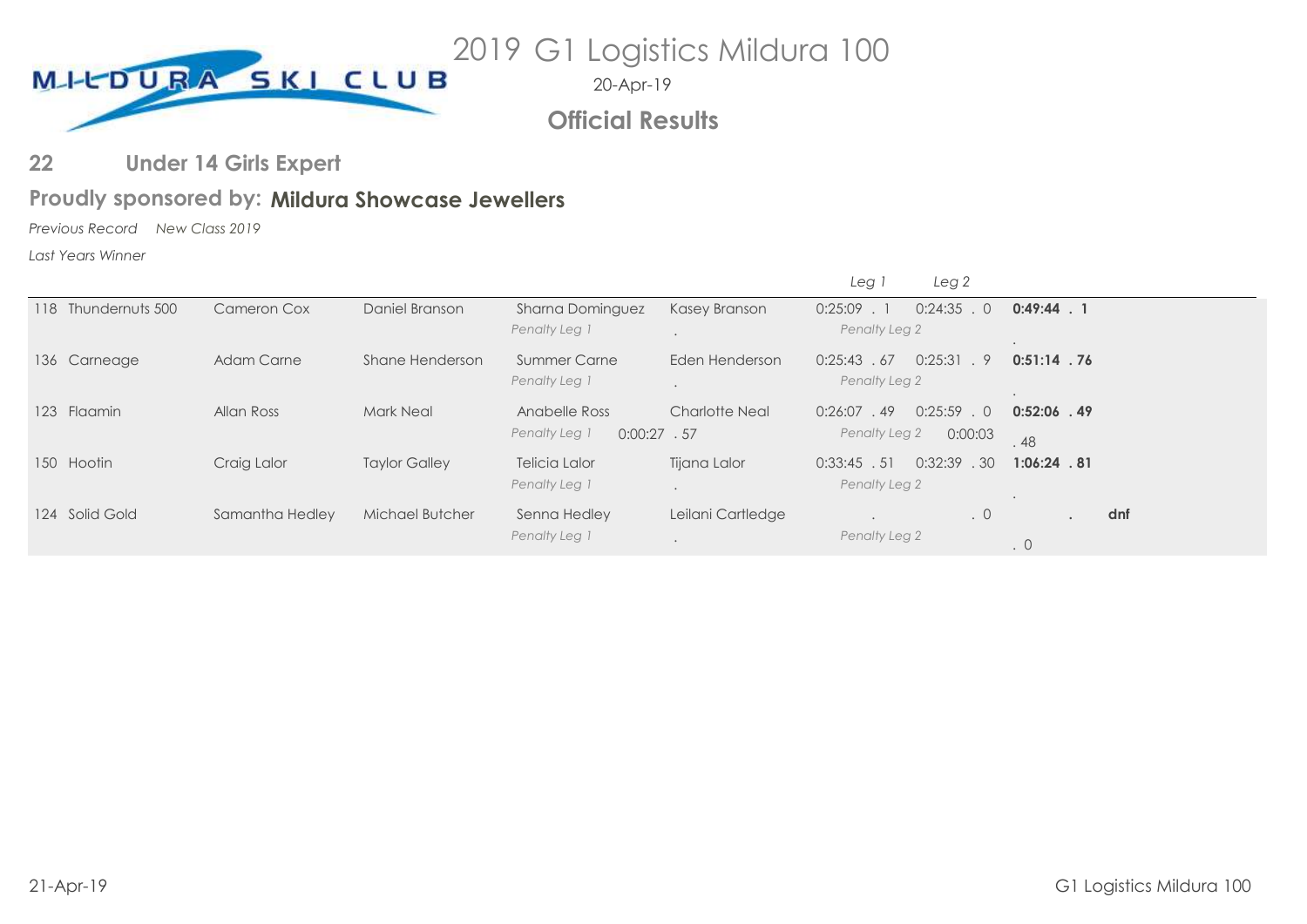# 2019 G1 Logistics Mildura 100

20-Apr-19

## Official Results

### 22 Under 14 Girls Expert

**Proudly sponsored by: Mildura Showcase Jewellers**

*Previous Record* *New Class 2019*

*Last Years Winner*

| Boat | Driver | Observer | Skier 1 | Skier 2 | Leg 1 | Leg 2 | Total |
|---|---|---|---|---|---|---|---|
| 118 Thundernuts 500 | Cameron Cox | Daniel Branson | Sharna Dominguez | Kasey Branson | 0:25:09 . 1 | 0:24:35 . 0 | **0:49:44 . 1** |
| | | | *Penalty Leg 1* | . | *Penalty Leg 2* | | . |
| 136 Carneage | Adam Carne | Shane Henderson | Summer Carne | Eden Henderson | 0:25:43 . 67 | 0:25:31 . 9 | **0:51:14 . 76** |
| | | | *Penalty Leg 1* | . | *Penalty Leg 2* | | . |
| 123 Flaamin | Allan Ross | Mark Neal | Anabelle Ross | Charlotte Neal | 0:26:07 . 49 | 0:25:59 . 0 | **0:52:06 . 49** |
| | | | *Penalty Leg 1* 0:00:27 | . 57 | *Penalty Leg 2* | 0:00:03 | . 48 |
| 150 Hootin | Craig Lalor | Taylor Galley | Telicia Lalor | Tijana Lalor | 0:33:45 . 51 | 0:32:39 . 30 | **1:06:24 . 81** |
| | | | *Penalty Leg 1* | . | *Penalty Leg 2* | | . |
| 124 Solid Gold | Samantha Hedley | Michael Butcher | Senna Hedley | Leilani Cartledge | . | . 0 | . **dnf** |
| | | | *Penalty Leg 1* | . | *Penalty Leg 2* | | . 0 |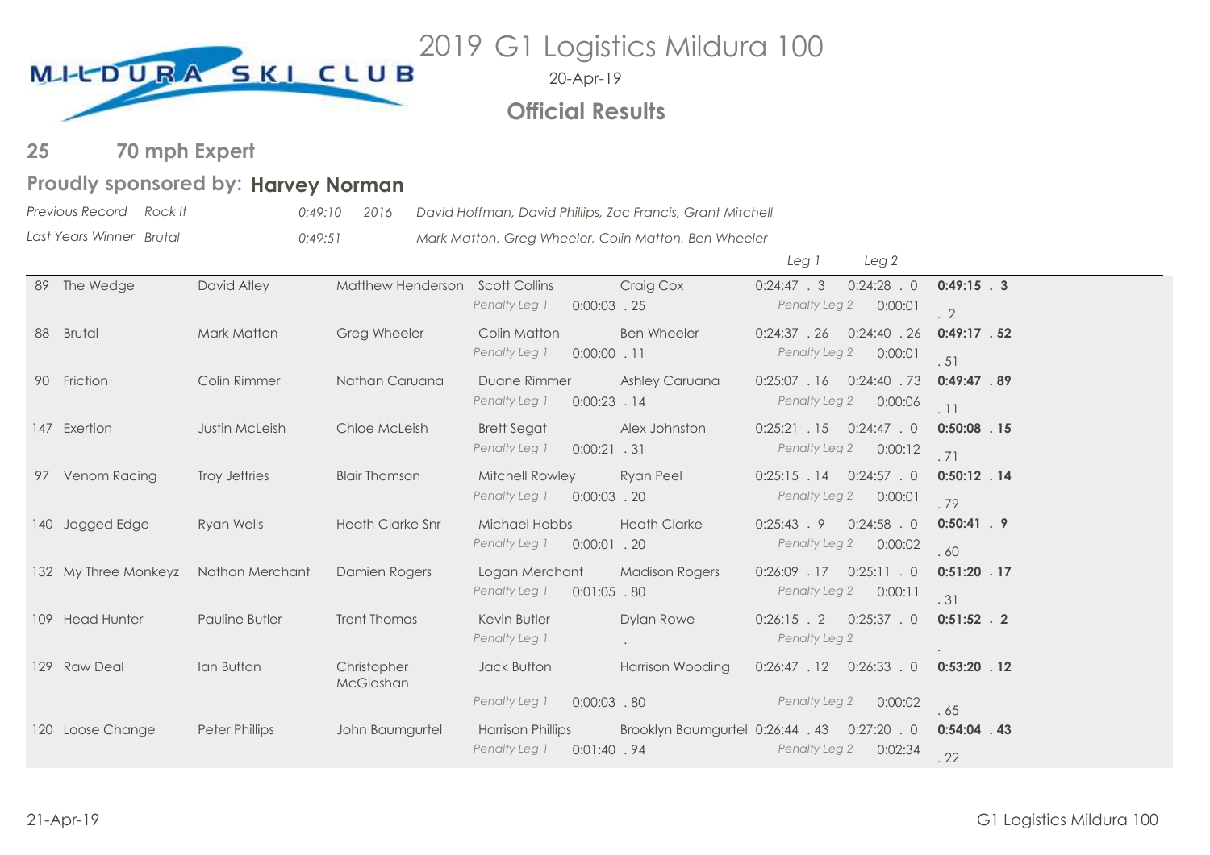MILDURA SKI CLUB

# 2019 G1 Logistics Mildura 100

20-Apr-19

## Official Results

## 25 70 mph Expert

### Proudly sponsored by: Harvey Norman

| | | | |
|---|---|---|---|
| *Previous Record* *Rock It* | *0:49:10* | *2016* | *David Hoffman, David Phillips, Zac Francis, Grant Mitchell* |
| *Last Years Winner* *Brutal* | *0:49:51* | | *Mark Matton, Greg Wheeler, Colin Matton, Ben Wheeler* |

| No. | Team | Driver | Observer | Skier 1 | Skier 2 | Leg 1 | Leg 2 | Total |
|---|---|---|---|---|---|---|---|---|
| 89 | The Wedge | David Atley | Matthew Henderson | Scott Collins | Craig Cox | 0:24:47 . 3 | 0:24:28 . 0 | **0:49:15 . 3** |
| | | | | *Penalty Leg 1* 0:00:03 . 25 | | *Penalty Leg 2* 0:00:01 | | . 2 |
| 88 | Brutal | Mark Matton | Greg Wheeler | Colin Matton | Ben Wheeler | 0:24:37 . 26 | 0:24:40 . 26 | **0:49:17 . 52** |
| | | | | *Penalty Leg 1* 0:00:00 . 11 | | *Penalty Leg 2* 0:00:01 | | . 51 |
| 90 | Friction | Colin Rimmer | Nathan Caruana | Duane Rimmer | Ashley Caruana | 0:25:07 . 16 | 0:24:40 . 73 | **0:49:47 . 89** |
| | | | | *Penalty Leg 1* 0:00:23 . 14 | | *Penalty Leg 2* 0:00:06 | | . 11 |
| 147 | Exertion | Justin McLeish | Chloe McLeish | Brett Segat | Alex Johnston | 0:25:21 . 15 | 0:24:47 . 0 | **0:50:08 . 15** |
| | | | | *Penalty Leg 1* 0:00:21 . 31 | | *Penalty Leg 2* 0:00:12 | | . 71 |
| 97 | Venom Racing | Troy Jeffries | Blair Thomson | Mitchell Rowley | Ryan Peel | 0:25:15 . 14 | 0:24:57 . 0 | **0:50:12 . 14** |
| | | | | *Penalty Leg 1* 0:00:03 . 20 | | *Penalty Leg 2* 0:00:01 | | . 79 |
| 140 | Jagged Edge | Ryan Wells | Heath Clarke Snr | Michael Hobbs | Heath Clarke | 0:25:43 . 9 | 0:24:58 . 0 | **0:50:41 . 9** |
| | | | | *Penalty Leg 1* 0:00:01 . 20 | | *Penalty Leg 2* 0:00:02 | | . 60 |
| 132 | My Three Monkeyz | Nathan Merchant | Damien Rogers | Logan Merchant | Madison Rogers | 0:26:09 . 17 | 0:25:11 . 0 | **0:51:20 . 17** |
| | | | | *Penalty Leg 1* 0:01:05 . 80 | | *Penalty Leg 2* 0:00:11 | | . 31 |
| 109 | Head Hunter | Pauline Butler | Trent Thomas | Kevin Butler | Dylan Rowe | 0:26:15 . 2 | 0:25:37 . 0 | **0:51:52 . 2** |
| | | | | *Penalty Leg 1* . | | *Penalty Leg 2* | | . |
| 129 | Raw Deal | Ian Buffon | Christopher McGlashan | Jack Buffon | Harrison Wooding | 0:26:47 . 12 | 0:26:33 . 0 | **0:53:20 . 12** |
| | | | | *Penalty Leg 1* 0:00:03 . 80 | | *Penalty Leg 2* 0:00:02 | | . 65 |
| 120 | Loose Change | Peter Phillips | John Baumgurtel | Harrison Phillips | Brooklyn Baumgurtel | 0:26:44 . 43 | 0:27:20 . 0 | **0:54:04 . 43** |
| | | | | *Penalty Leg 1* 0:01:40 . 94 | | *Penalty Leg 2* 0:02:34 | | . 22 |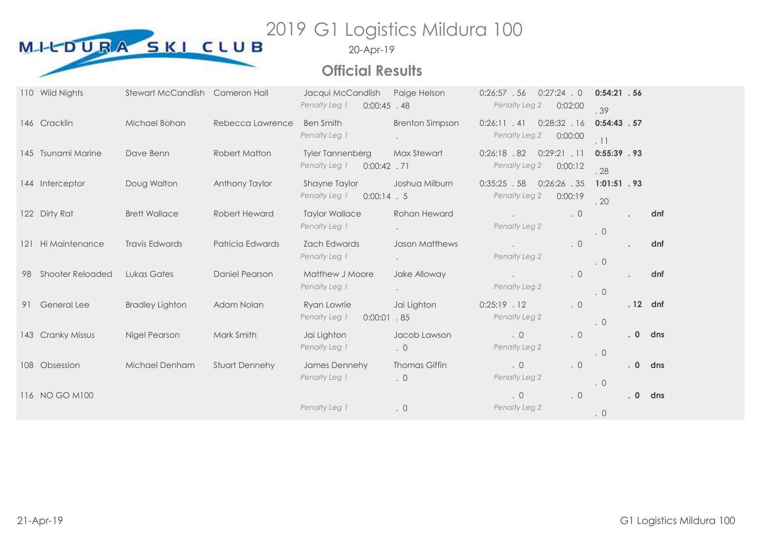MILDURA SKI CLUB

# 2019 G1 Logistics Mildura 100

20-Apr-19

## Official Results

| No. | Boat | Driver | Observer | Skier 1 | Skier 2 | Leg 1 | Leg 2 | Total | Status |
|---|---|---|---|---|---|---|---|---|---|
| 110 | Wild Nights | Stewart McCandlish | Cameron Hall | Jacqui McCandlish | Paige Helson | 0:26:57 . 56 | 0:27:24 . 0 | **0:54:21 . 56** | |
| | | | | *Penalty Leg 1* | 0:00:45 . 48 | *Penalty Leg 2* | 0:02:00 | . 39 | |
| 146 | Cracklin | Michael Bohan | Rebecca Lawrence | Ben Smith | Brenton Simpson | 0:26:11 . 41 | 0:28:32 . 16 | **0:54:43 . 57** | |
| | | | | *Penalty Leg 1* | . | *Penalty Leg 2* | 0:00:00 | . 11 | |
| 145 | Tsunami Marine | Dave Benn | Robert Matton | Tyler Tannenberg | Max Stewart | 0:26:18 . 82 | 0:29:21 . 11 | **0:55:39 . 93** | |
| | | | | *Penalty Leg 1* | 0:00:42 . 71 | *Penalty Leg 2* | 0:00:12 | . 28 | |
| 144 | Interceptor | Doug Walton | Anthony Taylor | Shayne Taylor | Joshua Milburn | 0:35:25 . 58 | 0:26:26 . 35 | **1:01:51 . 93** | |
| | | | | *Penalty Leg 1* | 0:00:14 . 5 | *Penalty Leg 2* | 0:00:19 | . 20 | |
| 122 | Dirty Rat | Brett Wallace | Robert Heward | Taylor Wallace | Rohan Heward | . | . 0 | . | **dnf** |
| | | | | *Penalty Leg 1* | . | *Penalty Leg 2* | | . 0 | |
| 121 | Hi Maintenance | Travis Edwards | Patricia Edwards | Zach Edwards | Jason Matthews | . | . 0 | . | **dnf** |
| | | | | *Penalty Leg 1* | . | *Penalty Leg 2* | | . 0 | |
| 98 | Shooter Reloaded | Lukas Gates | Daniel Pearson | Matthew J Moore | Jake Alloway | . | . 0 | . | **dnf** |
| | | | | *Penalty Leg 1* | . | *Penalty Leg 2* | | . 0 | |
| 91 | General Lee | Bradley Lighton | Adam Nolan | Ryan Lowrie | Jai Lighton | 0:25:19 . 12 | . 0 | **. 12** | **dnf** |
| | | | | *Penalty Leg 1* | 0:00:01 . 85 | *Penalty Leg 2* | | . 0 | |
| 143 | Cranky Missus | Nigel Pearson | Mark Smith | Jai Lighton | Jacob Lawson | . 0 | . 0 | **. 0** | **dns** |
| | | | | *Penalty Leg 1* | . 0 | *Penalty Leg 2* | | . 0 | |
| 108 | Obsession | Michael Denham | Stuart Dennehy | James Dennehy | Thomas Giffin | . 0 | . 0 | **. 0** | **dns** |
| | | | | *Penalty Leg 1* | . 0 | *Penalty Leg 2* | | . 0 | |
| 116 | NO GO M100 | | | | | . 0 | . 0 | **. 0** | **dns** |
| | | | | *Penalty Leg 1* | . 0 | *Penalty Leg 2* | | . 0 | |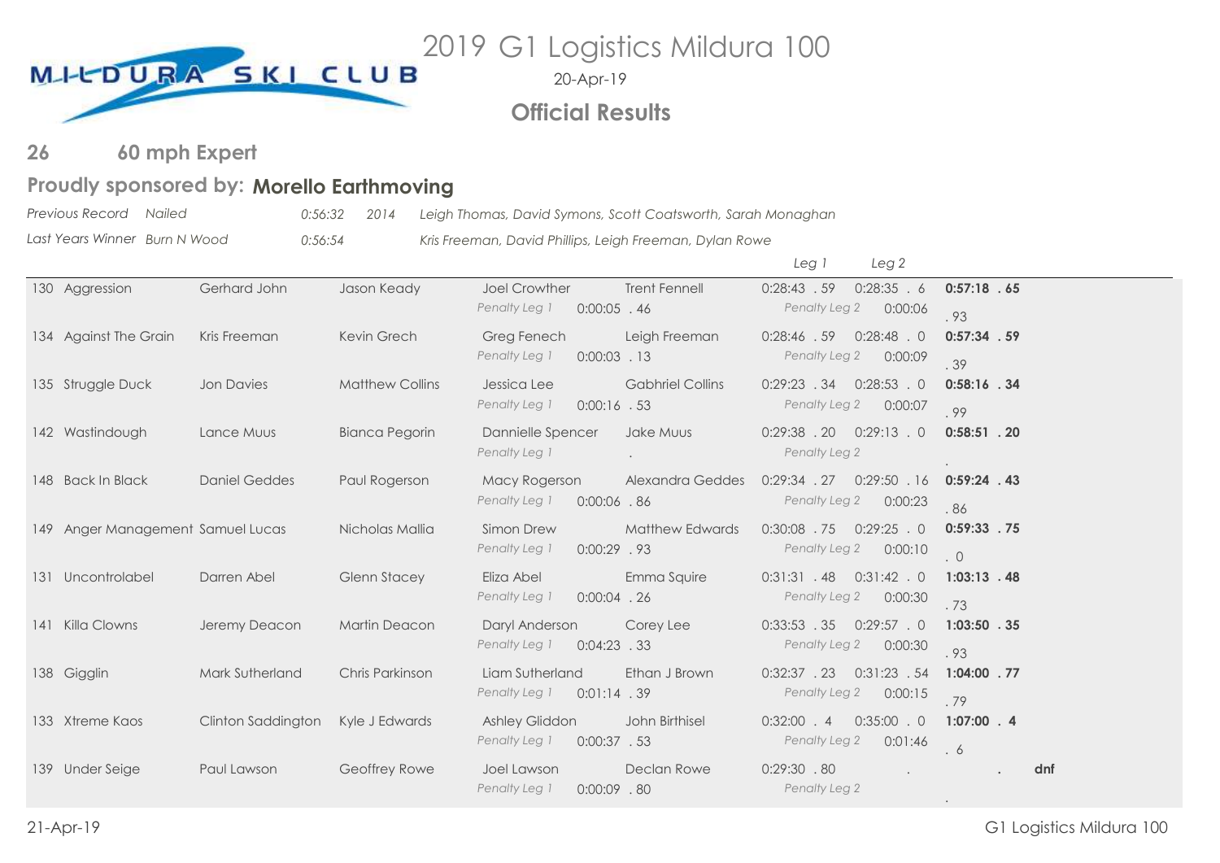MILDURA SKI CLUB

# 2019 G1 Logistics Mildura 100

20-Apr-19

## Official Results

### 26 60 mph Expert

### Proudly sponsored by: Morello Earthmoving

| | | | |
|---|---|---|---|
| *Previous Record* *Nailed* | *0:56:32* | *2014* | *Leigh Thomas, David Symons, Scott Coatsworth, Sarah Monaghan* |
| *Last Years Winner* *Burn N Wood* | *0:56:54* | | *Kris Freeman, David Phillips, Leigh Freeman, Dylan Rowe* |

| No. | Team | Driver | Observer | Skier 1 | Skier 2 | Leg 1 | Leg 2 | Total |
|---|---|---|---|---|---|---|---|---|
| 130 | Aggression | Gerhard John | Jason Keady | Joel Crowther | Trent Fennell | 0:28:43 . 59 | 0:28:35 . 6 | **0:57:18 . 65** |
| | | | | *Penalty Leg 1* 0:00:05 . 46 | | *Penalty Leg 2* 0:00:06 | | . 93 |
| 134 | Against The Grain | Kris Freeman | Kevin Grech | Greg Fenech | Leigh Freeman | 0:28:46 . 59 | 0:28:48 . 0 | **0:57:34 . 59** |
| | | | | *Penalty Leg 1* 0:00:03 . 13 | | *Penalty Leg 2* 0:00:09 | | . 39 |
| 135 | Struggle Duck | Jon Davies | Matthew Collins | Jessica Lee | Gabhriel Collins | 0:29:23 . 34 | 0:28:53 . 0 | **0:58:16 . 34** |
| | | | | *Penalty Leg 1* 0:00:16 . 53 | | *Penalty Leg 2* 0:00:07 | | . 99 |
| 142 | Wastindough | Lance Muus | Bianca Pegorin | Dannielle Spencer | Jake Muus | 0:29:38 . 20 | 0:29:13 . 0 | **0:58:51 . 20** |
| | | | | *Penalty Leg 1* . | | *Penalty Leg 2* | | . |
| 148 | Back In Black | Daniel Geddes | Paul Rogerson | Macy Rogerson | Alexandra Geddes | 0:29:34 . 27 | 0:29:50 . 16 | **0:59:24 . 43** |
| | | | | *Penalty Leg 1* 0:00:06 . 86 | | *Penalty Leg 2* 0:00:23 | | . 86 |
| 149 | Anger Management | Samuel Lucas | Nicholas Mallia | Simon Drew | Matthew Edwards | 0:30:08 . 75 | 0:29:25 . 0 | **0:59:33 . 75** |
| | | | | *Penalty Leg 1* 0:00:29 . 93 | | *Penalty Leg 2* 0:00:10 | | . 0 |
| 131 | Uncontrolabel | Darren Abel | Glenn Stacey | Eliza Abel | Emma Squire | 0:31:31 . 48 | 0:31:42 . 0 | **1:03:13 . 48** |
| | | | | *Penalty Leg 1* 0:00:04 . 26 | | *Penalty Leg 2* 0:00:30 | | . 73 |
| 141 | Killa Clowns | Jeremy Deacon | Martin Deacon | Daryl Anderson | Corey Lee | 0:33:53 . 35 | 0:29:57 . 0 | **1:03:50 . 35** |
| | | | | *Penalty Leg 1* 0:04:23 . 33 | | *Penalty Leg 2* 0:00:30 | | . 93 |
| 138 | Gigglin | Mark Sutherland | Chris Parkinson | Liam Sutherland | Ethan J Brown | 0:32:37 . 23 | 0:31:23 . 54 | **1:04:00 . 77** |
| | | | | *Penalty Leg 1* 0:01:14 . 39 | | *Penalty Leg 2* 0:00:15 | | . 79 |
| 133 | Xtreme Kaos | Clinton Saddington | Kyle J Edwards | Ashley Gliddon | John Birthisel | 0:32:00 . 4 | 0:35:00 . 0 | **1:07:00 . 4** |
| | | | | *Penalty Leg 1* 0:00:37 . 53 | | *Penalty Leg 2* 0:01:46 | | . 6 |
| 139 | Under Seige | Paul Lawson | Geoffrey Rowe | Joel Lawson | Declan Rowe | 0:29:30 . 80 | . | . **dnf** |
| | | | | *Penalty Leg 1* 0:00:09 . 80 | | *Penalty Leg 2* | | . |

21-Apr-19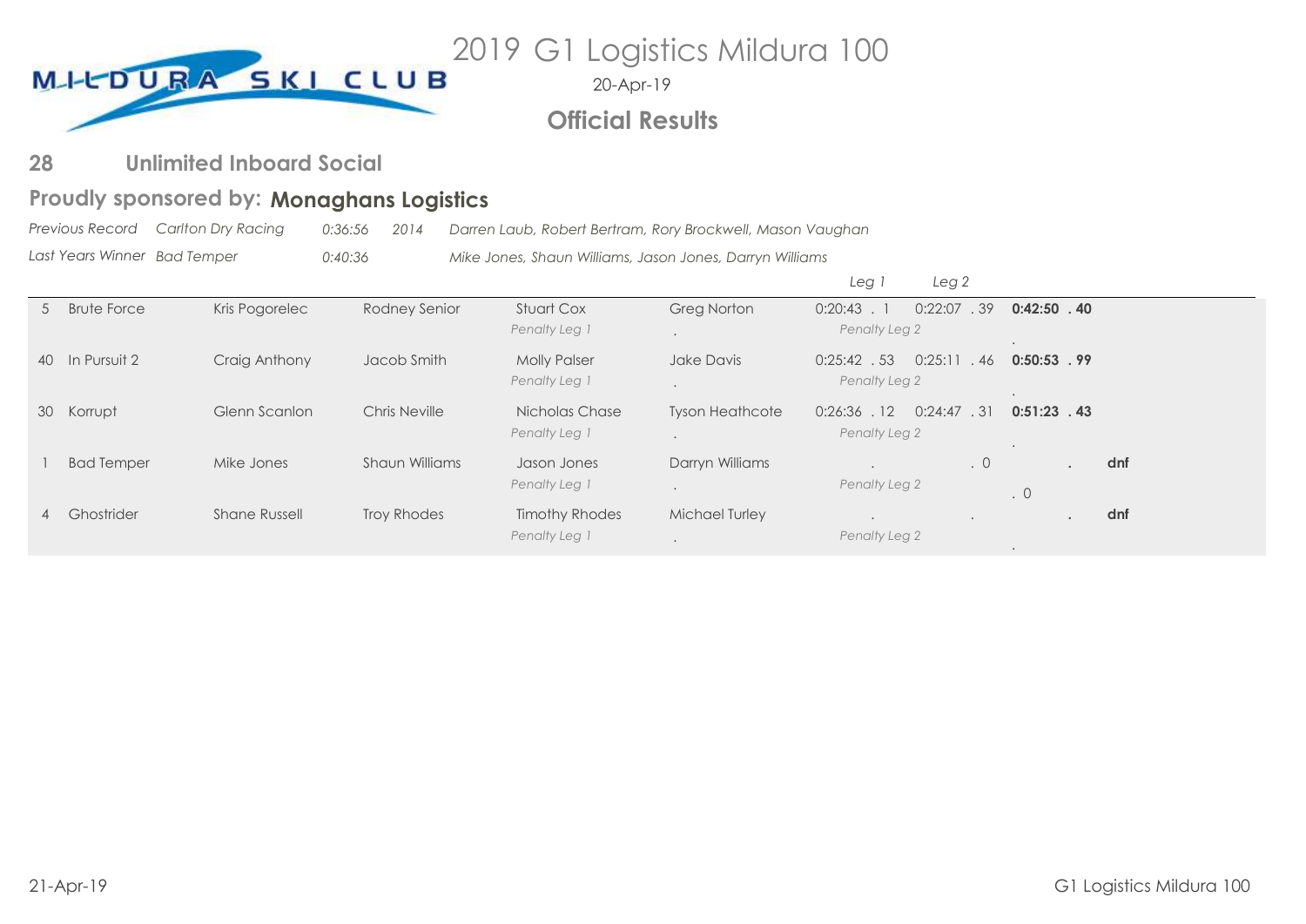# 2019 G1 Logistics Mildura 100

20-Apr-19

## Official Results

### 28 Unlimited Inboard Social

**Proudly sponsored by: Monaghans Logistics**

*Previous Record* *Carlton Dry Racing* *0:36:56* *2014* *Darren Laub, Robert Bertram, Rory Brockwell, Mason Vaughan*

*Last Years Winner* *Bad Temper* *0:40:36* *Mike Jones, Shaun Williams, Jason Jones, Darryn Williams*

| No. | Boat | Driver | Observer | Skier | Skier | Leg 1 | Leg 2 | Total | |
|---|---|---|---|---|---|---|---|---|---|
| 5 | Brute Force | Kris Pogorelec | Rodney Senior | Stuart Cox<br>*Penalty Leg 1* | Greg Norton<br>. | 0:20:43 . 1<br>*Penalty Leg 2* | 0:22:07 . 39 | **0:42:50 . 40**<br>. | |
| 40 | In Pursuit 2 | Craig Anthony | Jacob Smith | Molly Palser<br>*Penalty Leg 1* | Jake Davis<br>. | 0:25:42 . 53<br>*Penalty Leg 2* | 0:25:11 . 46 | **0:50:53 . 99**<br>. | |
| 30 | Korrupt | Glenn Scanlon | Chris Neville | Nicholas Chase<br>*Penalty Leg 1* | Tyson Heathcote<br>. | 0:26:36 . 12<br>*Penalty Leg 2* | 0:24:47 . 31 | **0:51:23 . 43**<br>. | |
| 1 | Bad Temper | Mike Jones | Shaun Williams | Jason Jones<br>*Penalty Leg 1* | Darryn Williams<br>. | .<br>*Penalty Leg 2* | . 0 | .<br>. 0 | **dnf** |
| 4 | Ghostrider | Shane Russell | Troy Rhodes | Timothy Rhodes<br>*Penalty Leg 1* | Michael Turley<br>. | .<br>*Penalty Leg 2* | . | .<br>. | **dnf** |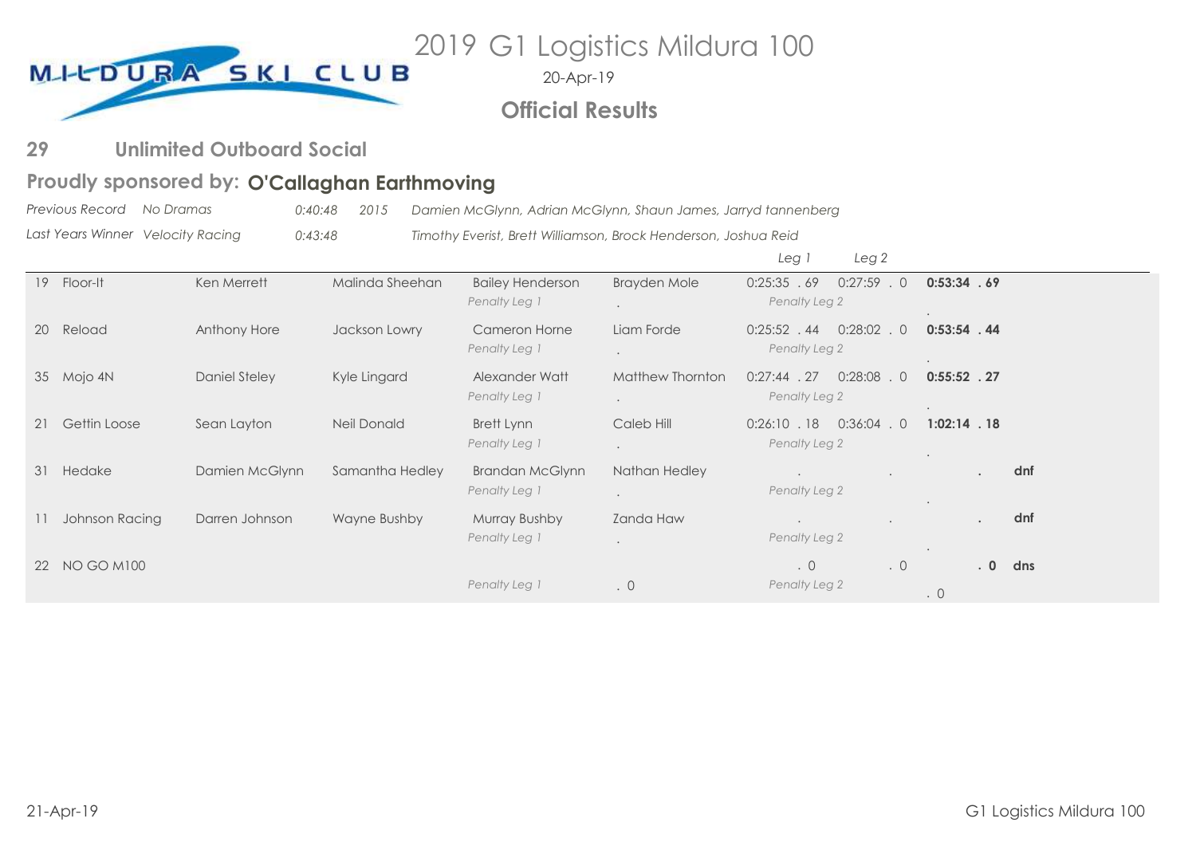MILDURA SKI CLUB

# 2019 G1 Logistics Mildura 100

20-Apr-19

## Official Results

## 29 Unlimited Outboard Social

### Proudly sponsored by: O'Callaghan Earthmoving

| | | | | |
|---|---|---|---|---|
| *Previous Record* | *No Dramas* | *0:40:48* | *2015* | *Damien McGlynn, Adrian McGlynn, Shaun James, Jarryd tannenberg* |
| *Last Years Winner* | *Velocity Racing* | *0:43:48* | | *Timothy Everist, Brett Williamson, Brock Henderson, Joshua Reid* |

| No. | Boat | Driver | Observer | Skier 1 | Skier 2 | *Leg 1* | *Leg 2* | Total | |
|---|---|---|---|---|---|---|---|---|---|
| 19 | Floor-It | Ken Merrett | Malinda Sheehan | Bailey Henderson | Brayden Mole | 0:25:35 . 69 | 0:27:59 . 0 | **0:53:34 . 69** | |
| | | | | *Penalty Leg 1* | . | *Penalty Leg 2* | | . | |
| 20 | Reload | Anthony Hore | Jackson Lowry | Cameron Horne | Liam Forde | 0:25:52 . 44 | 0:28:02 . 0 | **0:53:54 . 44** | |
| | | | | *Penalty Leg 1* | . | *Penalty Leg 2* | | . | |
| 35 | Mojo 4N | Daniel Steley | Kyle Lingard | Alexander Watt | Matthew Thornton | 0:27:44 . 27 | 0:28:08 . 0 | **0:55:52 . 27** | |
| | | | | *Penalty Leg 1* | . | *Penalty Leg 2* | | . | |
| 21 | Gettin Loose | Sean Layton | Neil Donald | Brett Lynn | Caleb Hill | 0:26:10 . 18 | 0:36:04 . 0 | **1:02:14 . 18** | |
| | | | | *Penalty Leg 1* | . | *Penalty Leg 2* | | . | |
| 31 | Hedake | Damien McGlynn | Samantha Hedley | Brandan McGlynn | Nathan Hedley | . | . | **.** | **dnf** |
| | | | | *Penalty Leg 1* | . | *Penalty Leg 2* | | . | |
| 11 | Johnson Racing | Darren Johnson | Wayne Bushby | Murray Bushby | Zanda Haw | . | . | **.** | **dnf** |
| | | | | *Penalty Leg 1* | . | *Penalty Leg 2* | | . | |
| 22 | NO GO M100 | | | | | . 0 | . 0 | **. 0** | **dns** |
| | | | | *Penalty Leg 1* | . 0 | *Penalty Leg 2* | | . 0 | |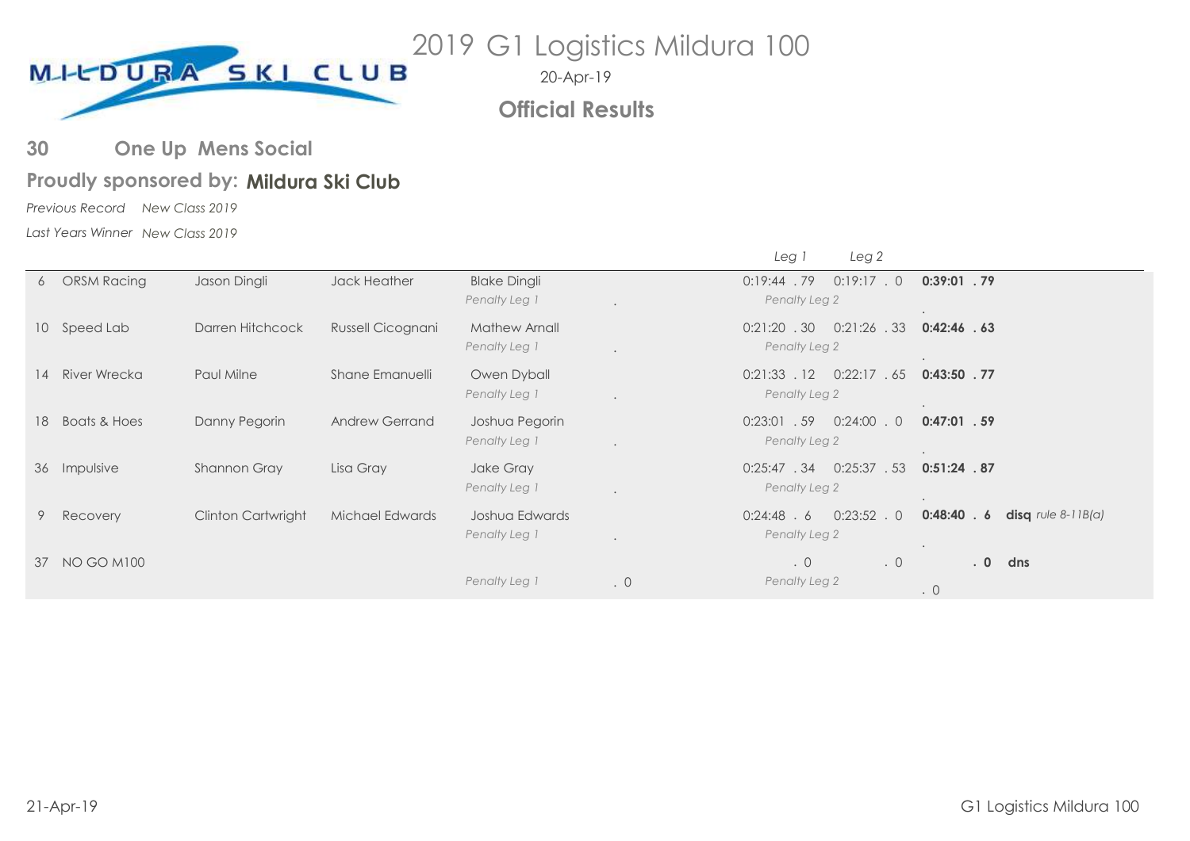# 2019 G1 Logistics Mildura 100

20-Apr-19

**Official Results**

## 30 One Up Mens Social

**Proudly sponsored by: Mildura Ski Club**

*Previous Record* *New Class 2019*

*Last Years Winner* *New Class 2019*

| No. | Team | Driver | Observer | Skier | Penalty Leg 1 | Leg 1 | Leg 2 | Penalty Leg 2 | Total | Status |
|---|---|---|---|---|---|---|---|---|---|---|
| 6 | ORSM Racing | Jason Dingli | Jack Heather | Blake Dingli | . | 0:19:44 . 79 | 0:19:17 . 0 | . | **0:39:01 . 79** | |
| 10 | Speed Lab | Darren Hitchcock | Russell Cicognani | Mathew Arnall | . | 0:21:20 . 30 | 0:21:26 . 33 | . | **0:42:46 . 63** | |
| 14 | River Wrecka | Paul Milne | Shane Emanuelli | Owen Dyball | . | 0:21:33 . 12 | 0:22:17 . 65 | . | **0:43:50 . 77** | |
| 18 | Boats & Hoes | Danny Pegorin | Andrew Gerrand | Joshua Pegorin | . | 0:23:01 . 59 | 0:24:00 . 0 | . | **0:47:01 . 59** | |
| 36 | Impulsive | Shannon Gray | Lisa Gray | Jake Gray | . | 0:25:47 . 34 | 0:25:37 . 53 | . | **0:51:24 . 87** | |
| 9 | Recovery | Clinton Cartwright | Michael Edwards | Joshua Edwards | . | 0:24:48 . 6 | 0:23:52 . 0 | . | **0:48:40 . 6** | **disq** *rule 8-11B(a)* |
| 37 | NO GO M100 | | | | . 0 | . 0 | . 0 | . 0 | **. 0** | **dns** |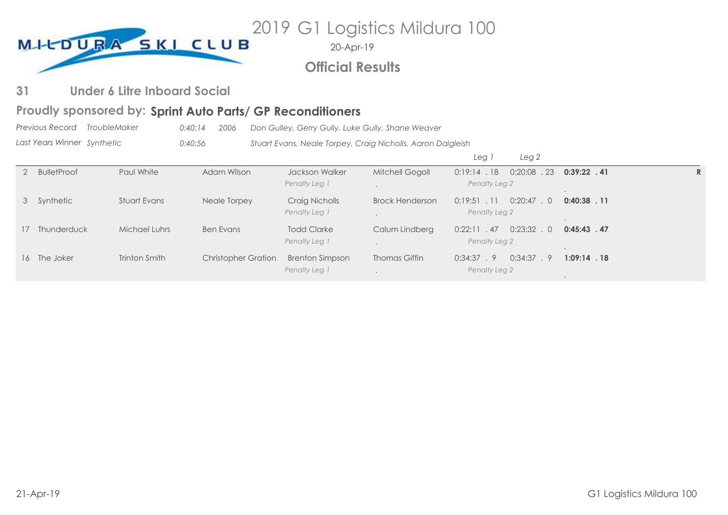MILDURA SKI CLUB

# 2019 G1 Logistics Mildura 100

20-Apr-19

## Official Results

### 31 Under 6 Litre Inboard Social

**Proudly sponsored by: Sprint Auto Parts/ GP Reconditioners**

*Previous Record TroubleMaker 0:40:14 2006 Don Gulley, Gerry Gully, Luke Gully, Shane Weaver*

*Last Years Winner Synthetic 0:40:56 Stuart Evans, Neale Torpey, Craig Nicholls, Aaron Dalgleish*

| No. | Boat | Driver | Observer | Skier / Penalty | Skier / Penalty | Leg 1 | Leg 2 | Total | |
|---|---|---|---|---|---|---|---|---|---|
| 2 | BulletProof | Paul White | Adam Wilson | Jackson Walker<br>*Penalty Leg 1* | Mitchell Gogoll<br>. | 0:19:14 . 18<br>*Penalty Leg 2* | 0:20:08 . 23 | **0:39:22 . 41**<br>. | **R** |
| 3 | Synthetic | Stuart Evans | Neale Torpey | Craig Nicholls<br>*Penalty Leg 1* | Brock Henderson<br>. | 0:19:51 . 11<br>*Penalty Leg 2* | 0:20:47 . 0 | **0:40:38 . 11**<br>. | |
| 17 | Thunderduck | Michael Luhrs | Ben Evans | Todd Clarke<br>*Penalty Leg 1* | Calum Lindberg<br>. | 0:22:11 . 47<br>*Penalty Leg 2* | 0:23:32 . 0 | **0:45:43 . 47**<br>. | |
| 16 | The Joker | Trinton Smith | Christopher Gration | Brenton Simpson<br>*Penalty Leg 1* | Thomas Giffin<br>. | 0:34:37 . 9<br>*Penalty Leg 2* | 0:34:37 . 9 | **1:09:14 . 18**<br>. | |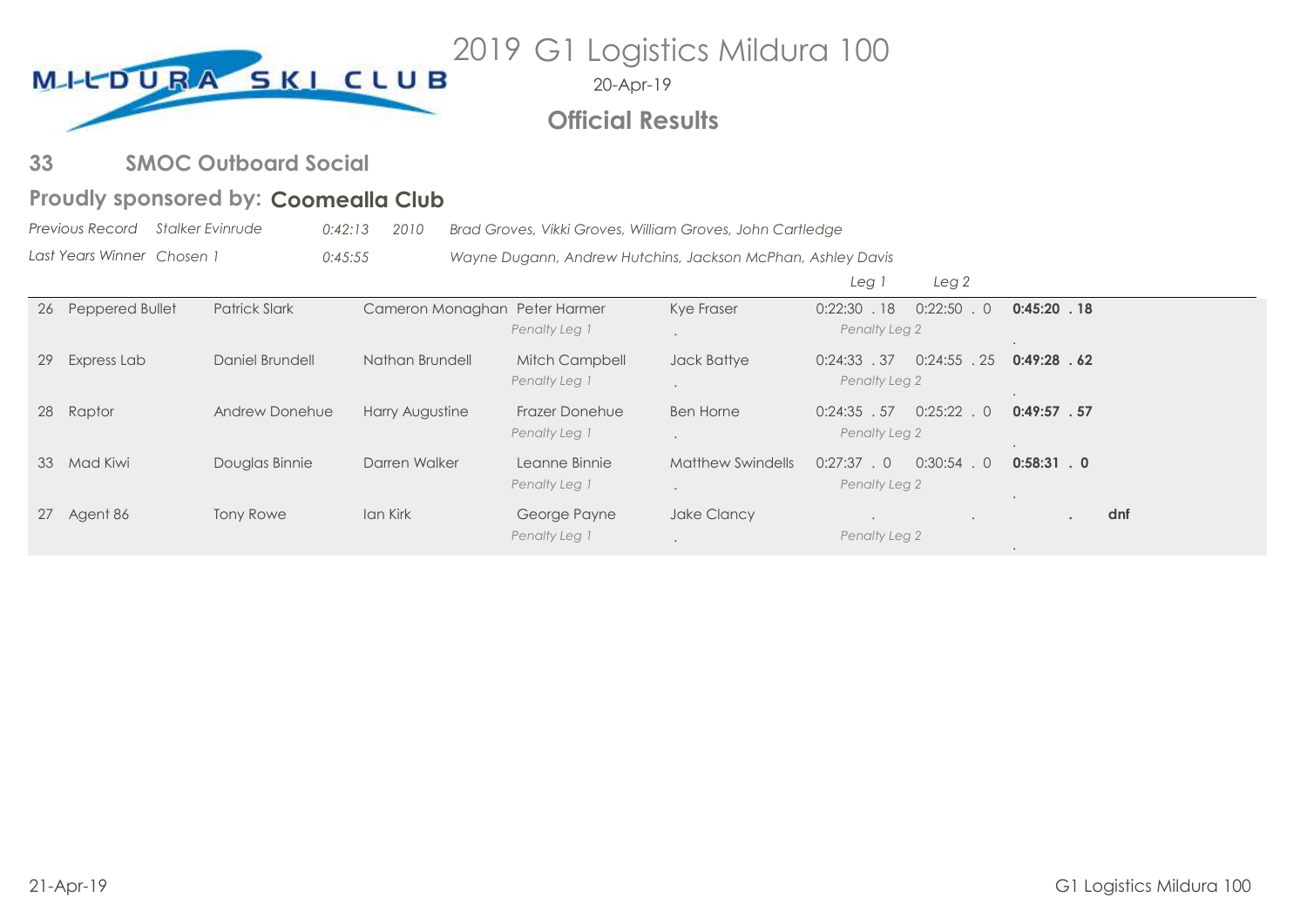# 2019 G1 Logistics Mildura 100

20-Apr-19

## Official Results

### 33 SMOC Outboard Social

**Proudly sponsored by: Coomealla Club**

*Previous Record Stalker Evinrude 0:42:13 2010 Brad Groves, Vikki Groves, William Groves, John Cartledge*

*Last Years Winner Chosen 1 0:45:55 Wayne Dugann, Andrew Hutchins, Jackson McPhan, Ashley Davis*

| No. | Boat | Driver | Observer | Crew | Crew | Leg 1 | Leg 2 | Total | |
|---|---|---|---|---|---|---|---|---|---|
| 26 | Peppered Bullet | Patrick Slark | Cameron Monaghan | Peter Harmer *Penalty Leg 1* | Kye Fraser . | 0:22:30 . 18 *Penalty Leg 2* | 0:22:50 . 0 | **0:45:20 . 18** . | |
| 29 | Express Lab | Daniel Brundell | Nathan Brundell | Mitch Campbell *Penalty Leg 1* | Jack Battye . | 0:24:33 . 37 *Penalty Leg 2* | 0:24:55 . 25 | **0:49:28 . 62** . | |
| 28 | Raptor | Andrew Donehue | Harry Augustine | Frazer Donehue *Penalty Leg 1* | Ben Horne . | 0:24:35 . 57 *Penalty Leg 2* | 0:25:22 . 0 | **0:49:57 . 57** . | |
| 33 | Mad Kiwi | Douglas Binnie | Darren Walker | Leanne Binnie *Penalty Leg 1* | Matthew Swindells . | 0:27:37 . 0 *Penalty Leg 2* | 0:30:54 . 0 | **0:58:31 . 0** . | |
| 27 | Agent 86 | Tony Rowe | Ian Kirk | George Payne *Penalty Leg 1* | Jake Clancy . | . *Penalty Leg 2* | . | **.** . | **dnf** |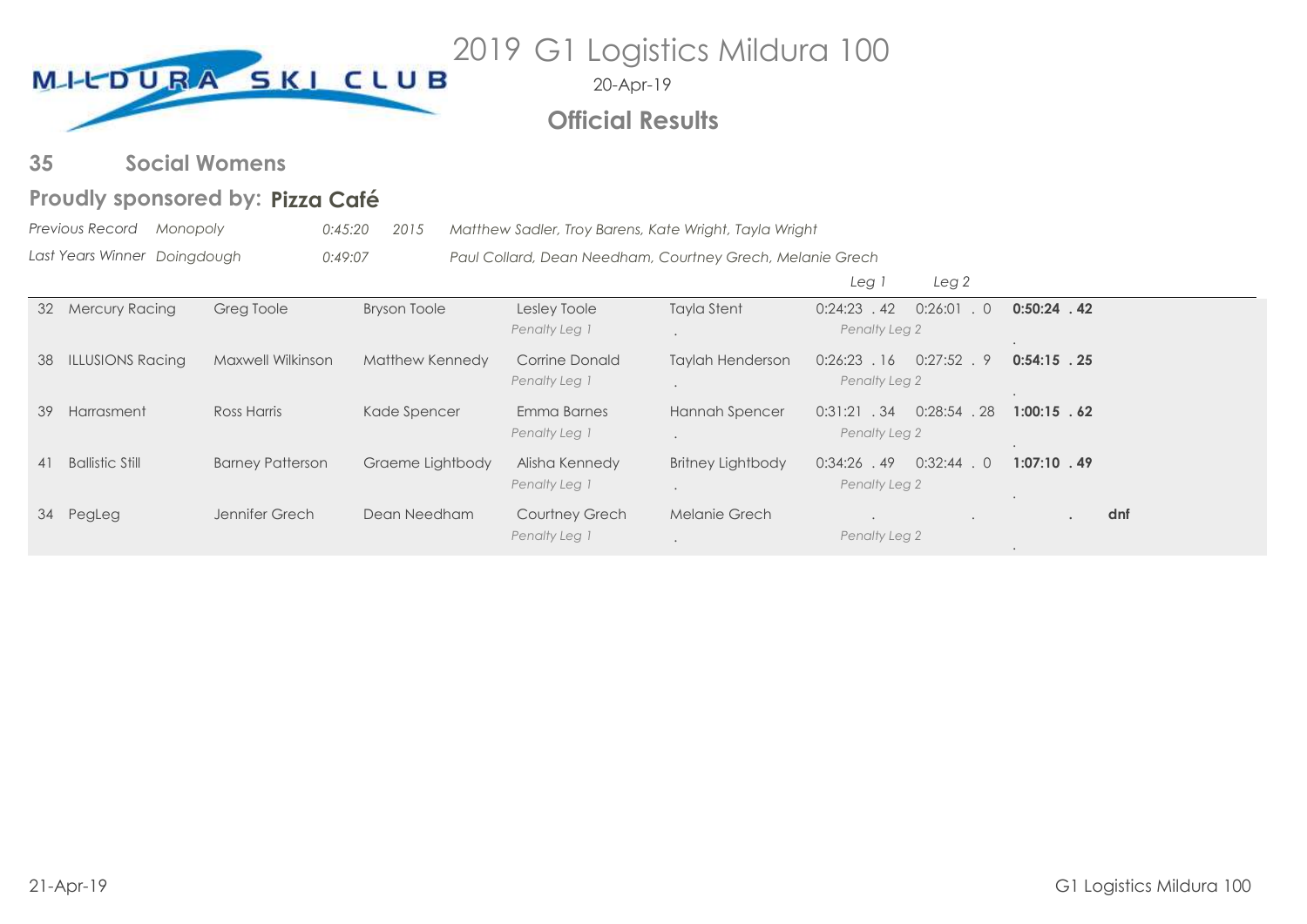MILDURA SKI CLUB

# 2019 G1 Logistics Mildura 100

20-Apr-19

## Official Results

## 35 Social Womens

### Proudly sponsored by: **Pizza Café**

*Previous Record* *Monopoly* *0:45:20* *2015* *Matthew Sadler, Troy Barens, Kate Wright, Tayla Wright*

*Last Years Winner* *Doingdough* *0:49:07* *Paul Collard, Dean Needham, Courtney Grech, Melanie Grech*

| No. | Team | | | | | *Leg 1* | *Leg 2* | Total | |
|---|---|---|---|---|---|---|---|---|---|
| 32 | Mercury Racing | Greg Toole | Bryson Toole | Lesley Toole *Penalty Leg 1* | Tayla Stent . | 0:24:23 . 42 *Penalty Leg 2* | 0:26:01 . 0 | **0:50:24 . 42** . | |
| 38 | ILLUSIONS Racing | Maxwell Wilkinson | Matthew Kennedy | Corrine Donald *Penalty Leg 1* | Taylah Henderson . | 0:26:23 . 16 *Penalty Leg 2* | 0:27:52 . 9 | **0:54:15 . 25** . | |
| 39 | Harrasment | Ross Harris | Kade Spencer | Emma Barnes *Penalty Leg 1* | Hannah Spencer . | 0:31:21 . 34 *Penalty Leg 2* | 0:28:54 . 28 | **1:00:15 . 62** . | |
| 41 | Ballistic Still | Barney Patterson | Graeme Lightbody | Alisha Kennedy *Penalty Leg 1* | Britney Lightbody . | 0:34:26 . 49 *Penalty Leg 2* | 0:32:44 . 0 | **1:07:10 . 49** . | |
| 34 | PegLeg | Jennifer Grech | Dean Needham | Courtney Grech *Penalty Leg 1* | Melanie Grech . | . *Penalty Leg 2* | . | . . | **dnf** |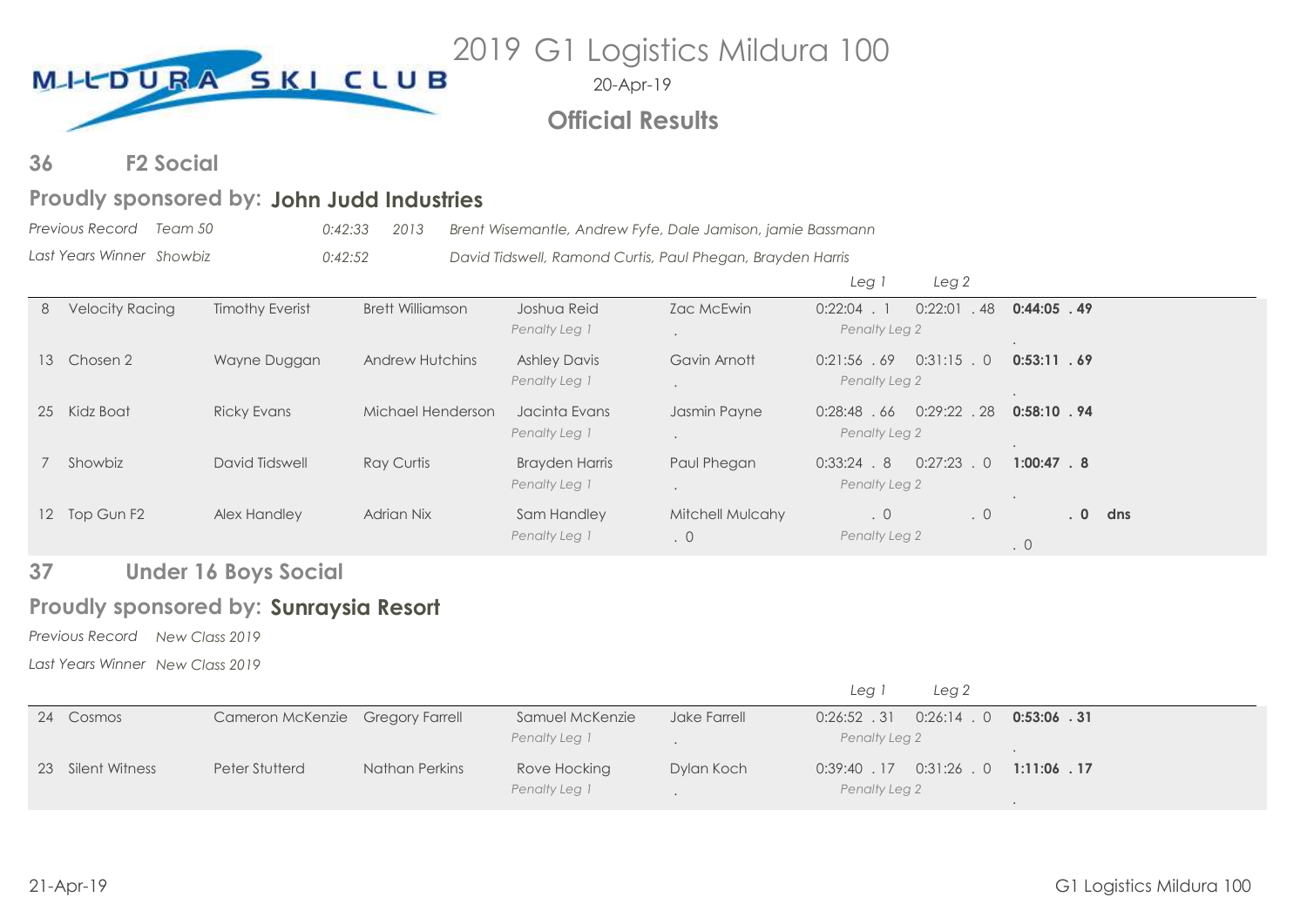MILDURA SKI CLUB

# 2019 G1 Logistics Mildura 100

20-Apr-19

## Official Results

### 36 F2 Social

**Proudly sponsored by: John Judd Industries**

*Previous Record* *Team 50* *0:42:33* *2013* *Brent Wisemantle, Andrew Fyfe, Dale Jamison, jamie Bassmann*

*Last Years Winner* *Showbiz* *0:42:52* *David Tidswell, Ramond Curtis, Paul Phegan, Brayden Harris*

| # | Boat | | | | | Leg 1 | Leg 2 | Total | |
|---|---|---|---|---|---|---|---|---|---|
| 8 | Velocity Racing | Timothy Everist | Brett Williamson | Joshua Reid | Zac McEwin | 0:22:04 . 1 | 0:22:01 . 48 | **0:44:05 . 49** | |
| | | | | *Penalty Leg 1* | . | *Penalty Leg 2* | | . | |
| 13 | Chosen 2 | Wayne Duggan | Andrew Hutchins | Ashley Davis | Gavin Arnott | 0:21:56 . 69 | 0:31:15 . 0 | **0:53:11 . 69** | |
| | | | | *Penalty Leg 1* | . | *Penalty Leg 2* | | . | |
| 25 | Kidz Boat | Ricky Evans | Michael Henderson | Jacinta Evans | Jasmin Payne | 0:28:48 . 66 | 0:29:22 . 28 | **0:58:10 . 94** | |
| | | | | *Penalty Leg 1* | . | *Penalty Leg 2* | | . | |
| 7 | Showbiz | David Tidswell | Ray Curtis | Brayden Harris | Paul Phegan | 0:33:24 . 8 | 0:27:23 . 0 | **1:00:47 . 8** | |
| | | | | *Penalty Leg 1* | . | *Penalty Leg 2* | | . | |
| 12 | Top Gun F2 | Alex Handley | Adrian Nix | Sam Handley | Mitchell Mulcahy | . 0 | . 0 | **. 0** | **dns** |
| | | | | *Penalty Leg 1* | . 0 | *Penalty Leg 2* | | . 0 | |

### 37 Under 16 Boys Social

**Proudly sponsored by: Sunraysia Resort**

*Previous Record* *New Class 2019*

*Last Years Winner* *New Class 2019*

| # | Boat | | | | | Leg 1 | Leg 2 | Total |
|---|---|---|---|---|---|---|---|---|
| 24 | Cosmos | Cameron McKenzie | Gregory Farrell | Samuel McKenzie | Jake Farrell | 0:26:52 . 31 | 0:26:14 . 0 | **0:53:06 . 31** |
| | | | | *Penalty Leg 1* | . | *Penalty Leg 2* | | . |
| 23 | Silent Witness | Peter Stutterd | Nathan Perkins | Rove Hocking | Dylan Koch | 0:39:40 . 17 | 0:31:26 . 0 | **1:11:06 . 17** |
| | | | | *Penalty Leg 1* | . | *Penalty Leg 2* | | . |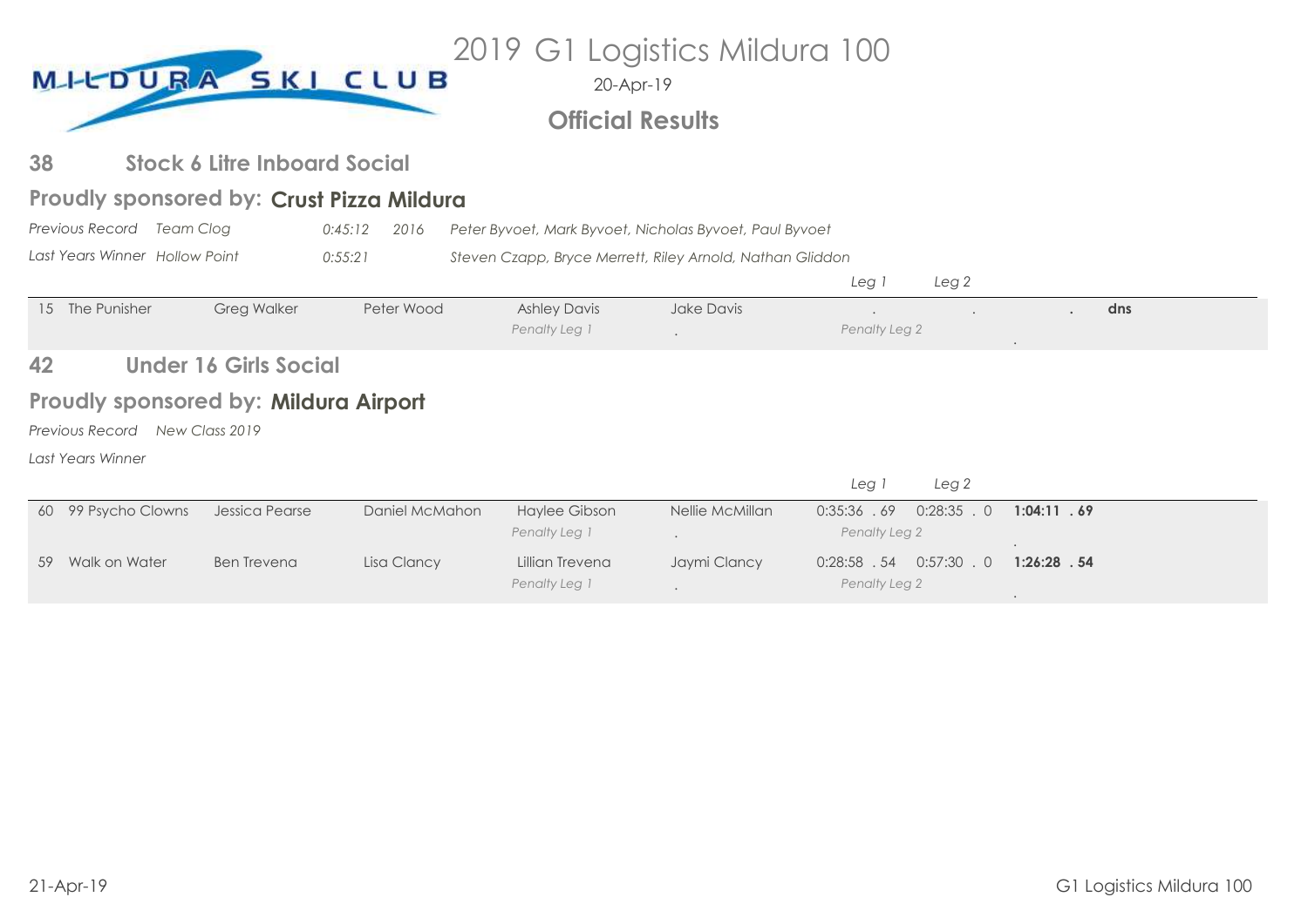# 2019 G1 Logistics Mildura 100

20-Apr-19

## Official Results

### 38 Stock 6 Litre Inboard Social

**Proudly sponsored by: Crust Pizza Mildura**

*Previous Record* *Team Clog* *0:45:12* *2016* *Peter Byvoet, Mark Byvoet, Nicholas Byvoet, Paul Byvoet*

*Last Years Winner* *Hollow Point* *0:55:21* *Steven Czapp, Bryce Merrett, Riley Arnold, Nathan Gliddon*

| No. | Team | Driver | Observer | Skier | Skier | Leg 1 | Leg 2 | Total |
|---|---|---|---|---|---|---|---|---|
| 15 | The Punisher | Greg Walker | Peter Wood | Ashley Davis | Jake Davis | . | . | **. dns** |
| | | | | *Penalty Leg 1* | . | *Penalty Leg 2* | | . |

### 42 Under 16 Girls Social

**Proudly sponsored by: Mildura Airport**

*Previous Record* *New Class 2019*

*Last Years Winner*

| No. | Team | Driver | Observer | Skier | Skier | Leg 1 | Leg 2 | Total |
|---|---|---|---|---|---|---|---|---|
| 60 | 99 Psycho Clowns | Jessica Pearse | Daniel McMahon | Haylee Gibson | Nellie McMillan | 0:35:36 . 69 | 0:28:35 . 0 | **1:04:11 . 69** |
| | | | | *Penalty Leg 1* | . | *Penalty Leg 2* | | . |
| 59 | Walk on Water | Ben Trevena | Lisa Clancy | Lillian Trevena | Jaymi Clancy | 0:28:58 . 54 | 0:57:30 . 0 | **1:26:28 . 54** |
| | | | | *Penalty Leg 1* | . | *Penalty Leg 2* | | . |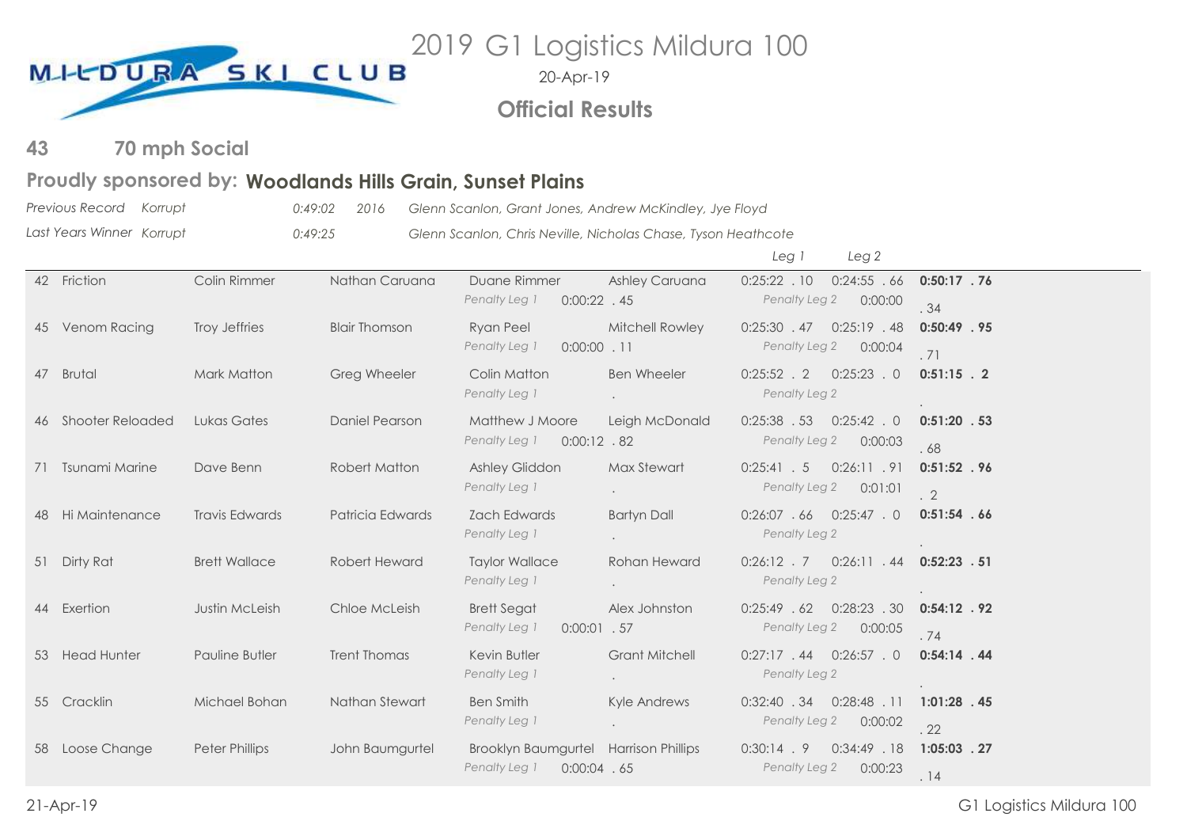# 2019 G1 Logistics Mildura 100

MILDURA SKI CLUB

20-Apr-19

## Official Results

## 43 70 mph Social

### Proudly sponsored by: Woodlands Hills Grain, Sunset Plains

*Previous Record Korrupt* *0:49:02* *2016* *Glenn Scanlon, Grant Jones, Andrew McKindley, Jye Floyd*

*Last Years Winner Korrupt* *0:49:25* *Glenn Scanlon, Chris Neville, Nicholas Chase, Tyson Heathcote*

| No. | Boat | Driver | Observer | Skier 1 | Skier 2 | Leg 1 | Leg 2 | Total |
|---|---|---|---|---|---|---|---|---|
| 42 | Friction | Colin Rimmer | Nathan Caruana | Duane Rimmer | Ashley Caruana | 0:25:22 . 10 | 0:24:55 . 66 | **0:50:17 . 76** |
| | | | | *Penalty Leg 1* 0:00:22 . 45 | | *Penalty Leg 2* | 0:00:00 | . 34 |
| 45 | Venom Racing | Troy Jeffries | Blair Thomson | Ryan Peel | Mitchell Rowley | 0:25:30 . 47 | 0:25:19 . 48 | **0:50:49 . 95** |
| | | | | *Penalty Leg 1* 0:00:00 . 11 | | *Penalty Leg 2* | 0:00:04 | . 71 |
| 47 | Brutal | Mark Matton | Greg Wheeler | Colin Matton | Ben Wheeler | 0:25:52 . 2 | 0:25:23 . 0 | **0:51:15 . 2** |
| | | | | *Penalty Leg 1* . | | *Penalty Leg 2* | | . |
| 46 | Shooter Reloaded | Lukas Gates | Daniel Pearson | Matthew J Moore | Leigh McDonald | 0:25:38 . 53 | 0:25:42 . 0 | **0:51:20 . 53** |
| | | | | *Penalty Leg 1* 0:00:12 . 82 | | *Penalty Leg 2* | 0:00:03 | . 68 |
| 71 | Tsunami Marine | Dave Benn | Robert Matton | Ashley Gliddon | Max Stewart | 0:25:41 . 5 | 0:26:11 . 91 | **0:51:52 . 96** |
| | | | | *Penalty Leg 1* . | | *Penalty Leg 2* | 0:01:01 | . 2 |
| 48 | Hi Maintenance | Travis Edwards | Patricia Edwards | Zach Edwards | Bartyn Dall | 0:26:07 . 66 | 0:25:47 . 0 | **0:51:54 . 66** |
| | | | | *Penalty Leg 1* . | | *Penalty Leg 2* | | . |
| 51 | Dirty Rat | Brett Wallace | Robert Heward | Taylor Wallace | Rohan Heward | 0:26:12 . 7 | 0:26:11 . 44 | **0:52:23 . 51** |
| | | | | *Penalty Leg 1* . | | *Penalty Leg 2* | | . |
| 44 | Exertion | Justin McLeish | Chloe McLeish | Brett Segat | Alex Johnston | 0:25:49 . 62 | 0:28:23 . 30 | **0:54:12 . 92** |
| | | | | *Penalty Leg 1* 0:00:01 . 57 | | *Penalty Leg 2* | 0:00:05 | . 74 |
| 53 | Head Hunter | Pauline Butler | Trent Thomas | Kevin Butler | Grant Mitchell | 0:27:17 . 44 | 0:26:57 . 0 | **0:54:14 . 44** |
| | | | | *Penalty Leg 1* . | | *Penalty Leg 2* | | . |
| 55 | Cracklin | Michael Bohan | Nathan Stewart | Ben Smith | Kyle Andrews | 0:32:40 . 34 | 0:28:48 . 11 | **1:01:28 . 45** |
| | | | | *Penalty Leg 1* . | | *Penalty Leg 2* | 0:00:02 | . 22 |
| 58 | Loose Change | Peter Phillips | John Baumgurtel | Brooklyn Baumgurtel | Harrison Phillips | 0:30:14 . 9 | 0:34:49 . 18 | **1:05:03 . 27** |
| | | | | *Penalty Leg 1* 0:00:04 . 65 | | *Penalty Leg 2* | 0:00:23 | . 14 |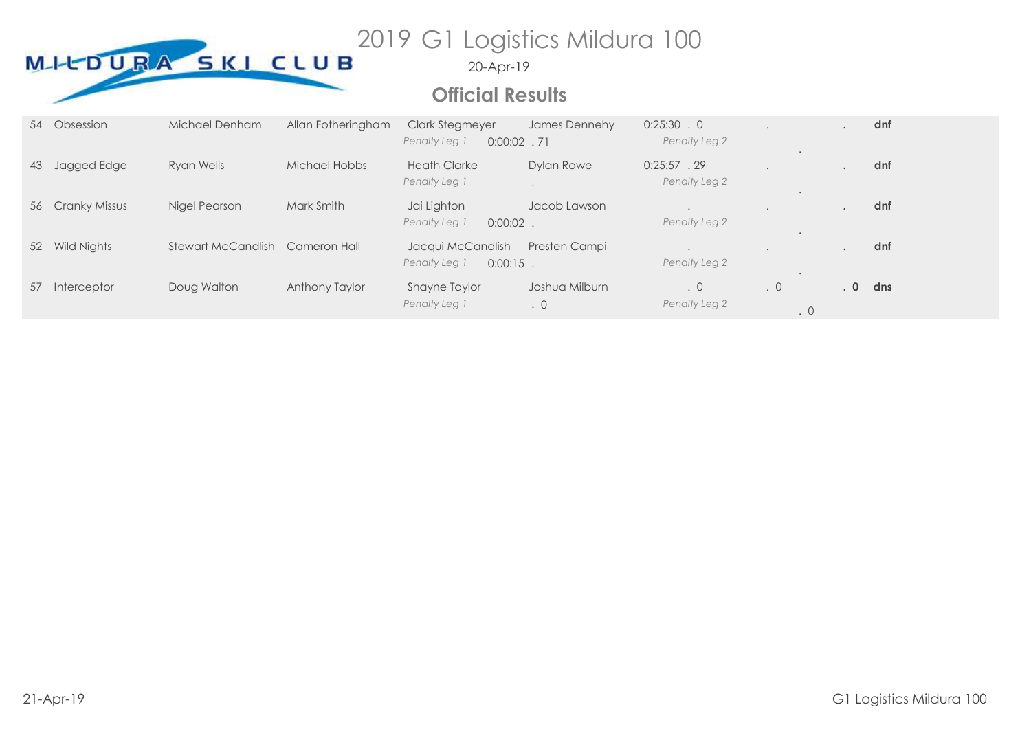# 2019 G1 Logistics Mildura 100

20-Apr-19

## Official Results

| No. | Boat | Driver | Observer | Skier 1 / Penalty Leg 1 | | Skier 2 / Penalty Leg 2 | | | | | Result |
|---|---|---|---|---|---|---|---|---|---|---|---|
| 54 | Obsession | Michael Denham | Allan Fotheringham | Clark Stegmeyer | James Dennehy | 0:25:30 . 0 | | . | | . | dnf |
| | | | | *Penalty Leg 1* | 0:00:02 . 71 | *Penalty Leg 2* | | | . | | |
| 43 | Jagged Edge | Ryan Wells | Michael Hobbs | Heath Clarke | Dylan Rowe | 0:25:57 . 29 | | . | | . | dnf |
| | | | | *Penalty Leg 1* | . | *Penalty Leg 2* | | | . | | |
| 56 | Cranky Missus | Nigel Pearson | Mark Smith | Jai Lighton | Jacob Lawson | . | | . | | . | dnf |
| | | | | *Penalty Leg 1* | 0:00:02 . | *Penalty Leg 2* | | | . | | |
| 52 | Wild Nights | Stewart McCandlish | Cameron Hall | Jacqui McCandlish | Presten Campi | . | | . | | . | dnf |
| | | | | *Penalty Leg 1* | 0:00:15 . | *Penalty Leg 2* | | | . | | |
| 57 | Interceptor | Doug Walton | Anthony Taylor | Shayne Taylor | Joshua Milburn | . 0 | | . 0 | | **. 0** | **dns** |
| | | | | *Penalty Leg 1* | . 0 | *Penalty Leg 2* | | | . 0 | | |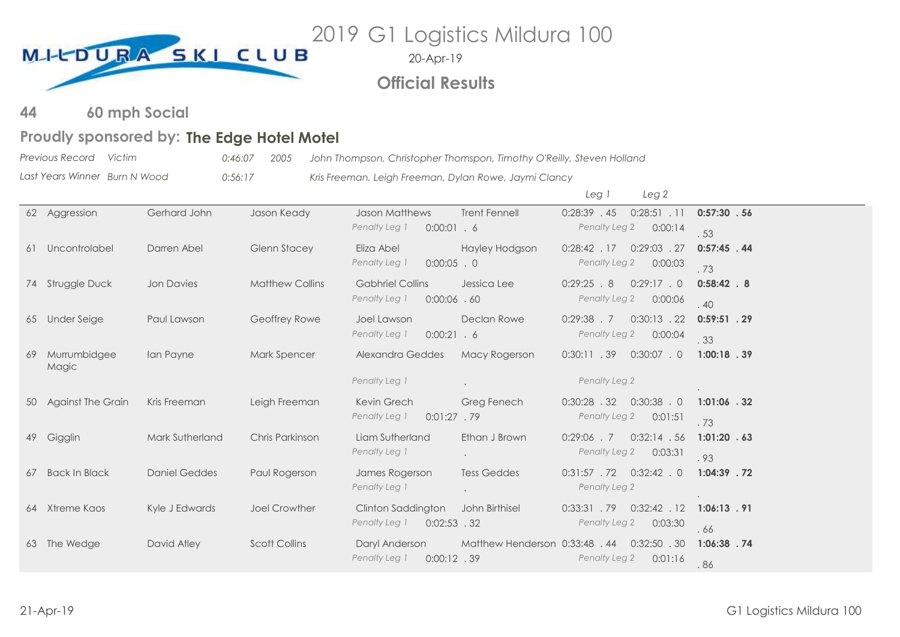# 2019 G1 Logistics Mildura 100

20-Apr-19

## Official Results

### 44 60 mph Social

**Proudly sponsored by: The Edge Hotel Motel**

*Previous Record* *Victim* *0:46:07* *2005* *John Thompson, Christopher Thompson, Timothy O'Reilly, Steven Holland*

*Last Years Winner* *Burn N Wood* *0:56:17* *Kris Freeman, Leigh Freeman, Dylan Rowe, Jaymi Clancy*

| No. | Team | Driver | Observer | Skier 1 | Skier 2 | Leg 1 | Leg 2 | Total |
|---|---|---|---|---|---|---|---|---|
| 62 | Aggression | Gerhard John | Jason Keady | Jason Matthews | Trent Fennell | 0:28:39 . 45 | 0:28:51 . 11 | **0:57:30 . 56** |
| | | | | *Penalty Leg 1* 0:00:01 . 6 | | *Penalty Leg 2* 0:00:14 | | . 53 |
| 61 | Uncontrolabel | Darren Abel | Glenn Stacey | Eliza Abel | Hayley Hodgson | 0:28:42 . 17 | 0:29:03 . 27 | **0:57:45 . 44** |
| | | | | *Penalty Leg 1* 0:00:05 . 0 | | *Penalty Leg 2* 0:00:03 | | . 73 |
| 74 | Struggle Duck | Jon Davies | Matthew Collins | Gabhriel Collins | Jessica Lee | 0:29:25 . 8 | 0:29:17 . 0 | **0:58:42 . 8** |
| | | | | *Penalty Leg 1* 0:00:06 . 60 | | *Penalty Leg 2* 0:00:06 | | . 40 |
| 65 | Under Seige | Paul Lawson | Geoffrey Rowe | Joel Lawson | Declan Rowe | 0:29:38 . 7 | 0:30:13 . 22 | **0:59:51 . 29** |
| | | | | *Penalty Leg 1* 0:00:21 . 6 | | *Penalty Leg 2* 0:00:04 | | . 33 |
| 69 | Murrumbidgee Magic | Ian Payne | Mark Spencer | Alexandra Geddes | Macy Rogerson | 0:30:11 . 39 | 0:30:07 . 0 | **1:00:18 . 39** |
| | | | | *Penalty Leg 1* . | | *Penalty Leg 2* | | . |
| 50 | Against The Grain | Kris Freeman | Leigh Freeman | Kevin Grech | Greg Fenech | 0:30:28 . 32 | 0:30:38 . 0 | **1:01:06 . 32** |
| | | | | *Penalty Leg 1* 0:01:27 . 79 | | *Penalty Leg 2* 0:01:51 | | . 73 |
| 49 | Gigglin | Mark Sutherland | Chris Parkinson | Liam Sutherland | Ethan J Brown | 0:29:06 . 7 | 0:32:14 . 56 | **1:01:20 . 63** |
| | | | | *Penalty Leg 1* . | | *Penalty Leg 2* 0:03:31 | | . 93 |
| 67 | Back In Black | Daniel Geddes | Paul Rogerson | James Rogerson | Tess Geddes | 0:31:57 . 72 | 0:32:42 . 0 | **1:04:39 . 72** |
| | | | | *Penalty Leg 1* . | | *Penalty Leg 2* | | . |
| 64 | Xtreme Kaos | Kyle J Edwards | Joel Crowther | Clinton Saddington | John Birthisel | 0:33:31 . 79 | 0:32:42 . 12 | **1:06:13 . 91** |
| | | | | *Penalty Leg 1* 0:02:53 . 32 | | *Penalty Leg 2* 0:03:30 | | . 66 |
| 63 | The Wedge | David Atley | Scott Collins | Daryl Anderson | Matthew Henderson | 0:33:48 . 44 | 0:32:50 . 30 | **1:06:38 . 74** |
| | | | | *Penalty Leg 1* 0:00:12 . 39 | | *Penalty Leg 2* 0:01:16 | | . 86 |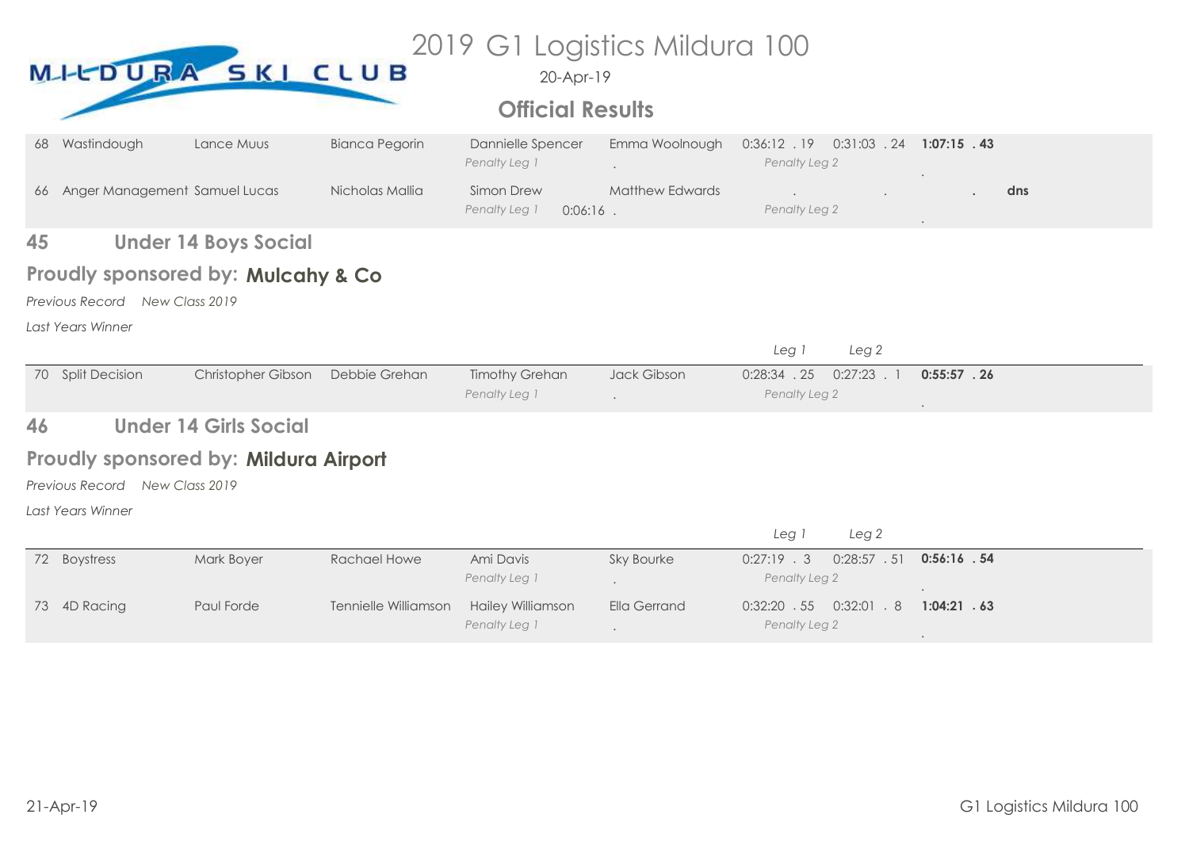# 2019 G1 Logistics Mildura 100

20-Apr-19

## Official Results

| | | | | | | | | |
|---|---|---|---|---|---|---|---|---|
| 68 | Wastindough | Lance Muus | Bianca Pegorin | Dannielle Spencer | Emma Woolnough | 0:36:12 . 19 | 0:31:03 . 24 | **1:07:15 . 43** |
| | | | | *Penalty Leg 1* | . | *Penalty Leg 2* | | . |
| 66 | Anger Management | Samuel Lucas | Nicholas Mallia | Simon Drew | Matthew Edwards | . | . | . **dns** |
| | | | | *Penalty Leg 1* 0:06:16 | . | *Penalty Leg 2* | | . |

## 45 Under 14 Boys Social

### Proudly sponsored by: **Mulcahy & Co**

*Previous Record* *New Class 2019*

*Last Years Winner*

| | | | | | | *Leg 1* | *Leg 2* | |
|---|---|---|---|---|---|---|---|---|
| 70 | Split Decision | Christopher Gibson | Debbie Grehan | Timothy Grehan | Jack Gibson | 0:28:34 . 25 | 0:27:23 . 1 | **0:55:57 . 26** |
| | | | | *Penalty Leg 1* | . | *Penalty Leg 2* | | . |

## 46 Under 14 Girls Social

### Proudly sponsored by: **Mildura Airport**

*Previous Record* *New Class 2019*

*Last Years Winner*

| | | | | | | *Leg 1* | *Leg 2* | |
|---|---|---|---|---|---|---|---|---|
| 72 | Boystress | Mark Boyer | Rachael Howe | Ami Davis | Sky Bourke | 0:27:19 . 3 | 0:28:57 . 51 | **0:56:16 . 54** |
| | | | | *Penalty Leg 1* | . | *Penalty Leg 2* | | . |
| 73 | 4D Racing | Paul Forde | Tennielle Williamson | Hailey Williamson | Ella Gerrand | 0:32:20 . 55 | 0:32:01 . 8 | **1:04:21 . 63** |
| | | | | *Penalty Leg 1* | . | *Penalty Leg 2* | | . |